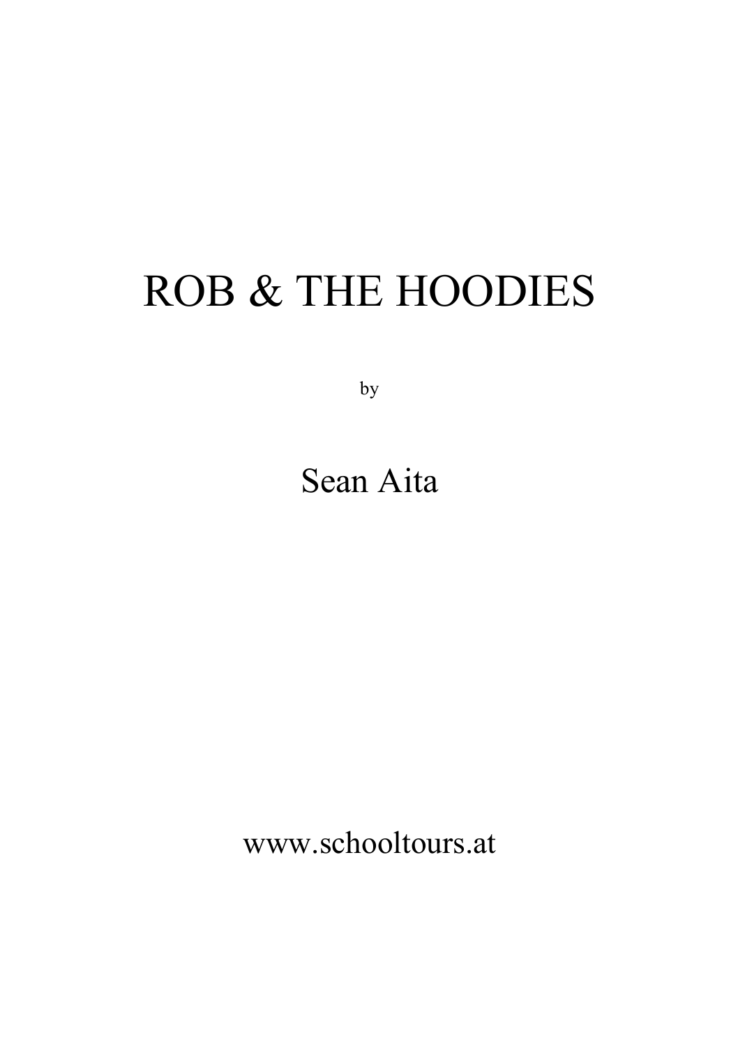# ROB & THE HOODIES

by

Sean Aita

www.schooltours.at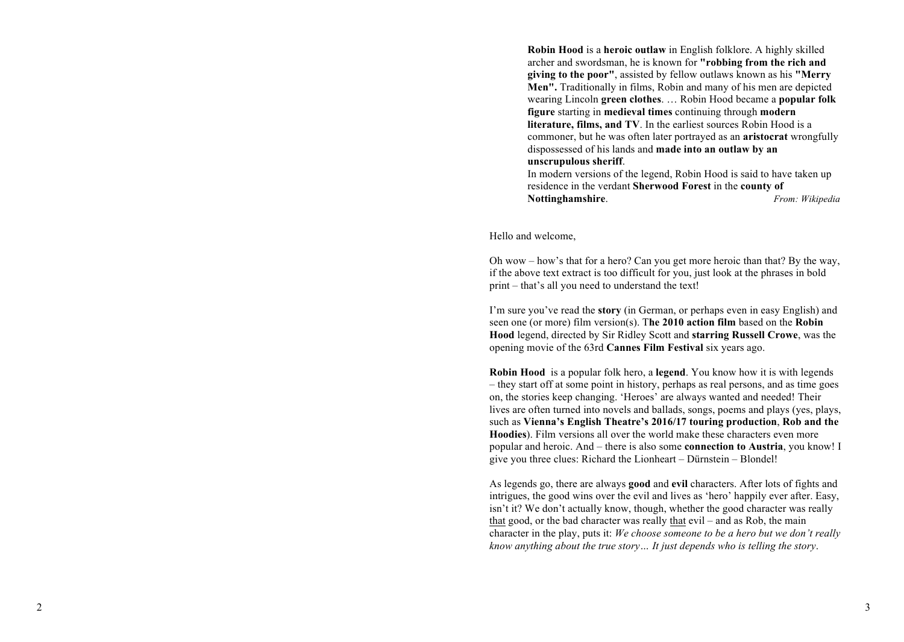**Robin Hood** is a **heroic outlaw** in English folklore. A highly skilled archer and swordsman, he is known for **"robbing from the rich and giving to the poor"**, assisted by fellow outlaws known as his **"Merry Men".** Traditionally in films, Robin and many of his men are depicted wearing Lincoln **green clothes**. … Robin Hood became a **popular folk figure** starting in **medieval times** continuing through **modern literature, films, and TV**. In the earliest sources Robin Hood is a commoner, but he was often later portrayed as an **aristocrat** wrongfully dispossessed of his lands and **made into an outlaw by an unscrupulous sheriff**.
In modern versions of the legend, Robin Hood is said to have taken up residence in the verdant **Sherwood Forest** in the **county of Nottinghamshire**. *From: Wikipedia*

Hello and welcome,

Oh wow – how's that for a hero? Can you get more heroic than that? By the way, if the above text extract is too difficult for you, just look at the phrases in bold print – that's all you need to understand the text!

I'm sure you've read the **story** (in German, or perhaps even in easy English) and seen one (or more) film version(s). T**he 2010 action film** based on the **Robin Hood** legend, directed by Sir Ridley Scott and **starring Russell Crowe**, was the opening movie of the 63rd **Cannes Film Festival** six years ago.

**Robin Hood** is a popular folk hero, a **legend**. You know how it is with legends – they start off at some point in history, perhaps as real persons, and as time goes on, the stories keep changing. 'Heroes' are always wanted and needed! Their lives are often turned into novels and ballads, songs, poems and plays (yes, plays, such as **Vienna's English Theatre's 2016/17 touring production**, **Rob and the Hoodies**). Film versions all over the world make these characters even more popular and heroic. And – there is also some **connection to Austria**, you know! I give you three clues: Richard the Lionheart – Dürnstein – Blondel!

As legends go, there are always **good** and **evil** characters. After lots of fights and intrigues, the good wins over the evil and lives as 'hero' happily ever after. Easy, isn't it? We don't actually know, though, whether the good character was really <u>that</u> good, or the bad character was really <u>that</u> evil – and as Rob, the main character in the play, puts it: *We choose someone to be a hero but we don't really know anything about the true story… It just depends who is telling the story*.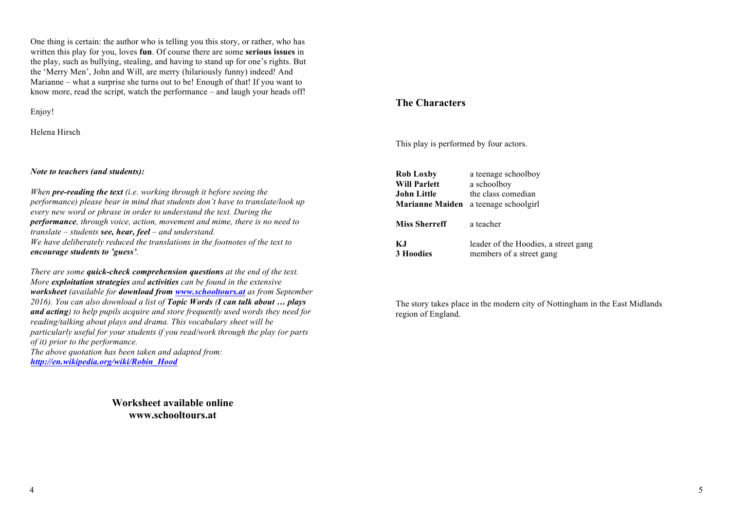One thing is certain: the author who is telling you this story, or rather, who has written this play for you, loves **fun**. Of course there are some **serious issues** in the play, such as bullying, stealing, and having to stand up for one's rights. But the 'Merry Men', John and Will, are merry (hilariously funny) indeed! And Marianne – what a surprise she turns out to be! Enough of that! If you want to know more, read the script, watch the performance – and laugh your heads off!

Enjoy!

Helena Hirsch

***Note to teachers (and students):***

*When **pre-reading the text** (i.e. working through it before seeing the performance) please bear in mind that students don't have to translate/look up every new word or phrase in order to understand the text. During the **performance**, through voice, action, movement and mime, there is no need to translate – students **see, hear, feel** – and understand.*
*We have deliberately reduced the translations in the footnotes of the text to **encourage students to 'guess'**.*

*There are some **quick-check comprehension questions** at the end of the text. More **exploitation strategies** and **activities** can be found in the extensive **worksheet** (available for **download from [www.schooltours.at](http://www.schooltours.at)** as from September 2016). You can also download a list of **Topic Words (I can talk about … plays and acting)** to help pupils acquire and store frequently used words they need for reading/talking about plays and drama. This vocabulary sheet will be particularly useful for your students if you read/work through the play (or parts of it) prior to the performance.*
*The above quotation has been taken and adapted from:*
***[http://en.wikipedia.org/wiki/Robin_Hood](http://en.wikipedia.org/wiki/Robin_Hood)***

**Worksheet available online**
**www.schooltours.at**

## The Characters

This play is performed by four actors.

| | |
|---|---|
| **Rob Loxby** | a teenage schoolboy |
| **Will Parlett** | a schoolboy |
| **John Little** | the class comedian |
| **Marianne Maiden** | a teenage schoolgirl |
| **Miss Sherreff** | a teacher |
| **KJ** | leader of the Hoodies, a street gang |
| **3 Hoodies** | members of a street gang |

The story takes place in the modern city of Nottingham in the East Midlands region of England.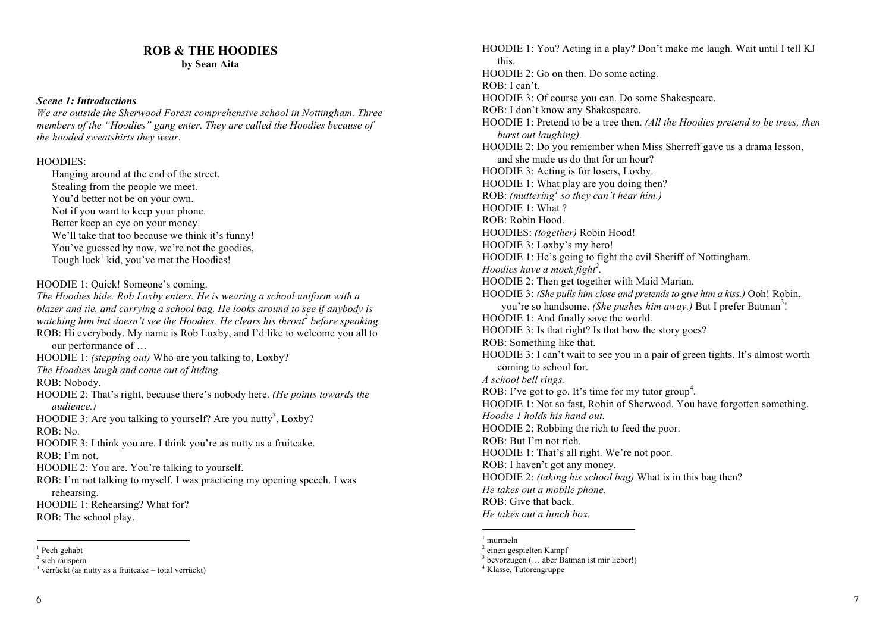## ROB & THE HOODIES
**by Sean Aita**

***Scene 1: Introductions***

*We are outside the Sherwood Forest comprehensive school in Nottingham. Three members of the "Hoodies" gang enter. They are called the Hoodies because of the hooded sweatshirts they wear.*

HOODIES:

Hanging around at the end of the street.
Stealing from the people we meet.
You'd better not be on your own.
Not if you want to keep your phone.
Better keep an eye on your money.
We'll take that too because we think it's funny!
You've guessed by now, we're not the goodies,
Tough luck[1] kid, you've met the Hoodies!

HOODIE 1: Quick! Someone's coming.

*The Hoodies hide. Rob Loxby enters. He is wearing a school uniform with a blazer and tie, and carrying a school bag. He looks around to see if anybody is watching him but doesn't see the Hoodies. He clears his throat[2] before speaking.*

ROB: Hi everybody. My name is Rob Loxby, and I'd like to welcome you all to our performance of …

HOODIE 1: *(stepping out)* Who are you talking to, Loxby?

*The Hoodies laugh and come out of hiding.*

ROB: Nobody.

HOODIE 2: That's right, because there's nobody here. *(He points towards the audience.)*

HOODIE 3: Are you talking to yourself? Are you nutty[3], Loxby?

ROB: No.

HOODIE 3: I think you are. I think you're as nutty as a fruitcake.

ROB: I'm not.

HOODIE 2: You are. You're talking to yourself.

ROB: I'm not talking to myself. I was practicing my opening speech. I was rehearsing.

HOODIE 1: Rehearsing? What for?

ROB: The school play.

---

[1] Pech gehabt
[2] sich räuspern
[3] verrückt (as nutty as a fruitcake – total verrückt)

HOODIE 1: You? Acting in a play? Don't make me laugh. Wait until I tell KJ this.

HOODIE 2: Go on then. Do some acting.

ROB: I can't.

HOODIE 3: Of course you can. Do some Shakespeare.

ROB: I don't know any Shakespeare.

HOODIE 1: Pretend to be a tree then. *(All the Hoodies pretend to be trees, then burst out laughing).*

HOODIE 2: Do you remember when Miss Sherreff gave us a drama lesson, and she made us do that for an hour?

HOODIE 3: Acting is for losers, Loxby.

HOODIE 1: What play <u>are</u> you doing then?

ROB: *(muttering[1] so they can't hear him.)*

HOODIE 1: What ?

ROB: Robin Hood.

HOODIES: *(together)* Robin Hood!

HOODIE 3: Loxby's my hero!

HOODIE 1: He's going to fight the evil Sheriff of Nottingham.

*Hoodies have a mock fight[2].*

HOODIE 2: Then get together with Maid Marian.

HOODIE 3: *(She pulls him close and pretends to give him a kiss.)* Ooh! Robin, you're so handsome. *(She pushes him away.)* But I prefer Batman[3]!

HOODIE 1: And finally save the world.

HOODIE 3: Is that right? Is that how the story goes?

ROB: Something like that.

HOODIE 3: I can't wait to see you in a pair of green tights. It's almost worth coming to school for.

*A school bell rings.*

ROB: I've got to go. It's time for my tutor group[4].

HOODIE 1: Not so fast, Robin of Sherwood. You have forgotten something.

*Hoodie 1 holds his hand out.*

HOODIE 2: Robbing the rich to feed the poor.

ROB: But I'm not rich.

HOODIE 1: That's all right. We're not poor.

ROB: I haven't got any money.

HOODIE 2: *(taking his school bag)* What is in this bag then?

*He takes out a mobile phone.*

ROB: Give that back.

*He takes out a lunch box.*

---

[1] murmeln
[2] einen gespielten Kampf
[3] bevorzugen (… aber Batman ist mir lieber!)
[4] Klasse, Tutorengruppe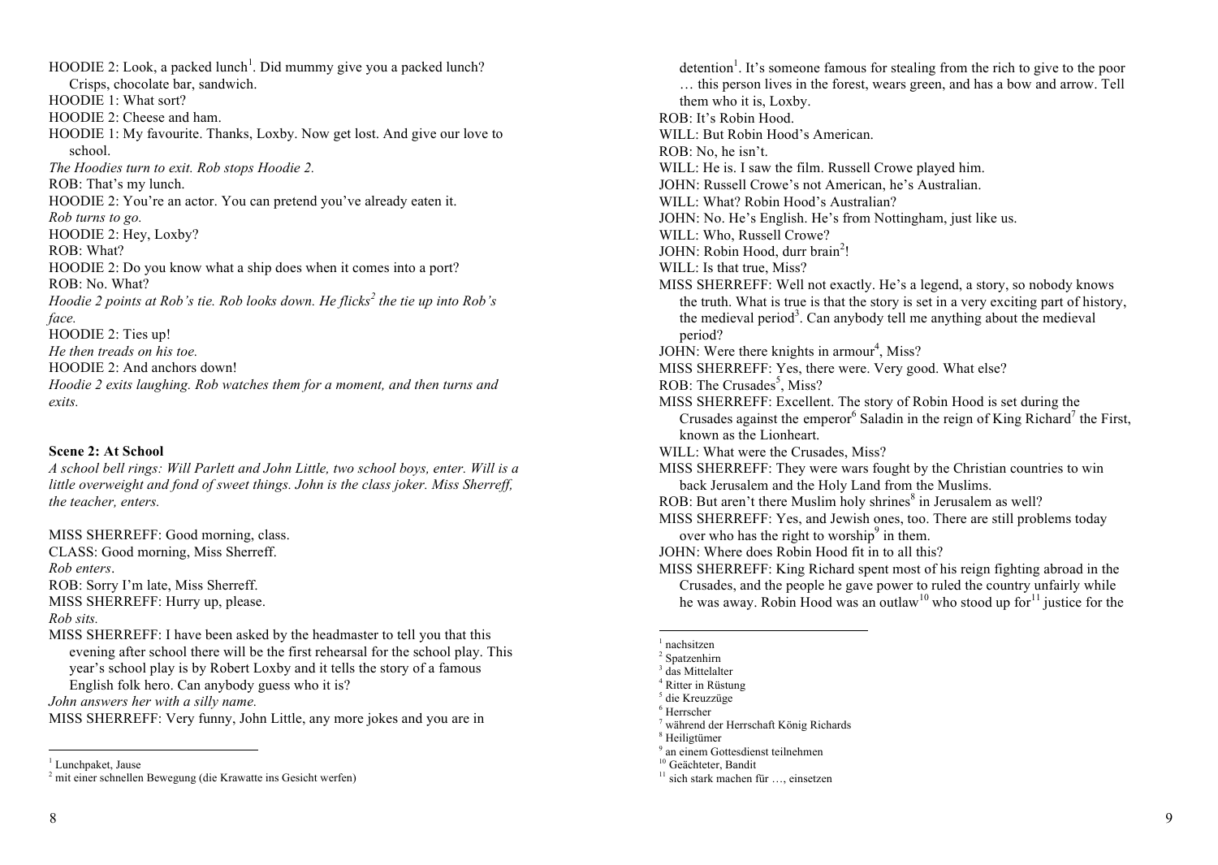HOODIE 2: Look, a packed lunch[1]. Did mummy give you a packed lunch? Crisps, chocolate bar, sandwich.
HOODIE 1: What sort?
HOODIE 2: Cheese and ham.
HOODIE 1: My favourite. Thanks, Loxby. Now get lost. And give our love to school.
*The Hoodies turn to exit. Rob stops Hoodie 2.*
ROB: That's my lunch.
HOODIE 2: You're an actor. You can pretend you've already eaten it.
*Rob turns to go.*
HOODIE 2: Hey, Loxby?
ROB: What?
HOODIE 2: Do you know what a ship does when it comes into a port?
ROB: No. What?
*Hoodie 2 points at Rob's tie. Rob looks down. He flicks[2] the tie up into Rob's face.*
HOODIE 2: Ties up!
*He then treads on his toe.*
HOODIE 2: And anchors down!
*Hoodie 2 exits laughing. Rob watches them for a moment, and then turns and exits.*

[1] Lunchpaket, Jause
[2] mit einer schnellen Bewegung (die Krawatte ins Gesicht werfen)

**Scene 2: At School**

*A school bell rings: Will Parlett and John Little, two school boys, enter. Will is a little overweight and fond of sweet things. John is the class joker. Miss Sherreff, the teacher, enters.*

MISS SHERREFF: Good morning, class.
CLASS: Good morning, Miss Sherreff.
*Rob enters.*
ROB: Sorry I'm late, Miss Sherreff.
MISS SHERREFF: Hurry up, please.
*Rob sits.*
MISS SHERREFF: I have been asked by the headmaster to tell you that this evening after school there will be the first rehearsal for the school play. This year's school play is by Robert Loxby and it tells the story of a famous English folk hero. Can anybody guess who it is?
*John answers her with a silly name.*
MISS SHERREFF: Very funny, John Little, any more jokes and you are in detention[1]. It's someone famous for stealing from the rich to give to the poor … this person lives in the forest, wears green, and has a bow and arrow. Tell them who it is, Loxby.
ROB: It's Robin Hood.
WILL: But Robin Hood's American.
ROB: No, he isn't.
WILL: He is. I saw the film. Russell Crowe played him.
JOHN: Russell Crowe's not American, he's Australian.
WILL: What? Robin Hood's Australian?
JOHN: No. He's English. He's from Nottingham, just like us.
WILL: Who, Russell Crowe?
JOHN: Robin Hood, durr brain[2]!
WILL: Is that true, Miss?
MISS SHERREFF: Well not exactly. He's a legend, a story, so nobody knows the truth. What is true is that the story is set in a very exciting part of history, the medieval period[3]. Can anybody tell me anything about the medieval period?
JOHN: Were there knights in armour[4], Miss?
MISS SHERREFF: Yes, there were. Very good. What else?
ROB: The Crusades[5], Miss?
MISS SHERREFF: Excellent. The story of Robin Hood is set during the Crusades against the emperor[6] Saladin in the reign of King Richard[7] the First, known as the Lionheart.
WILL: What were the Crusades, Miss?
MISS SHERREFF: They were wars fought by the Christian countries to win back Jerusalem and the Holy Land from the Muslims.
ROB: But aren't there Muslim holy shrines[8] in Jerusalem as well?
MISS SHERREFF: Yes, and Jewish ones, too. There are still problems today over who has the right to worship[9] in them.
JOHN: Where does Robin Hood fit in to all this?
MISS SHERREFF: King Richard spent most of his reign fighting abroad in the Crusades, and the people he gave power to ruled the country unfairly while he was away. Robin Hood was an outlaw[10] who stood up for[11] justice for the

[1] nachsitzen
[2] Spatzenhirn
[3] das Mittelalter
[4] Ritter in Rüstung
[5] die Kreuzzüge
[6] Herrscher
[7] während der Herrschaft König Richards
[8] Heiligtümer
[9] an einem Gottesdienst teilnehmen
[10] Geächteter, Bandit
[11] sich stark machen für …, einsetzen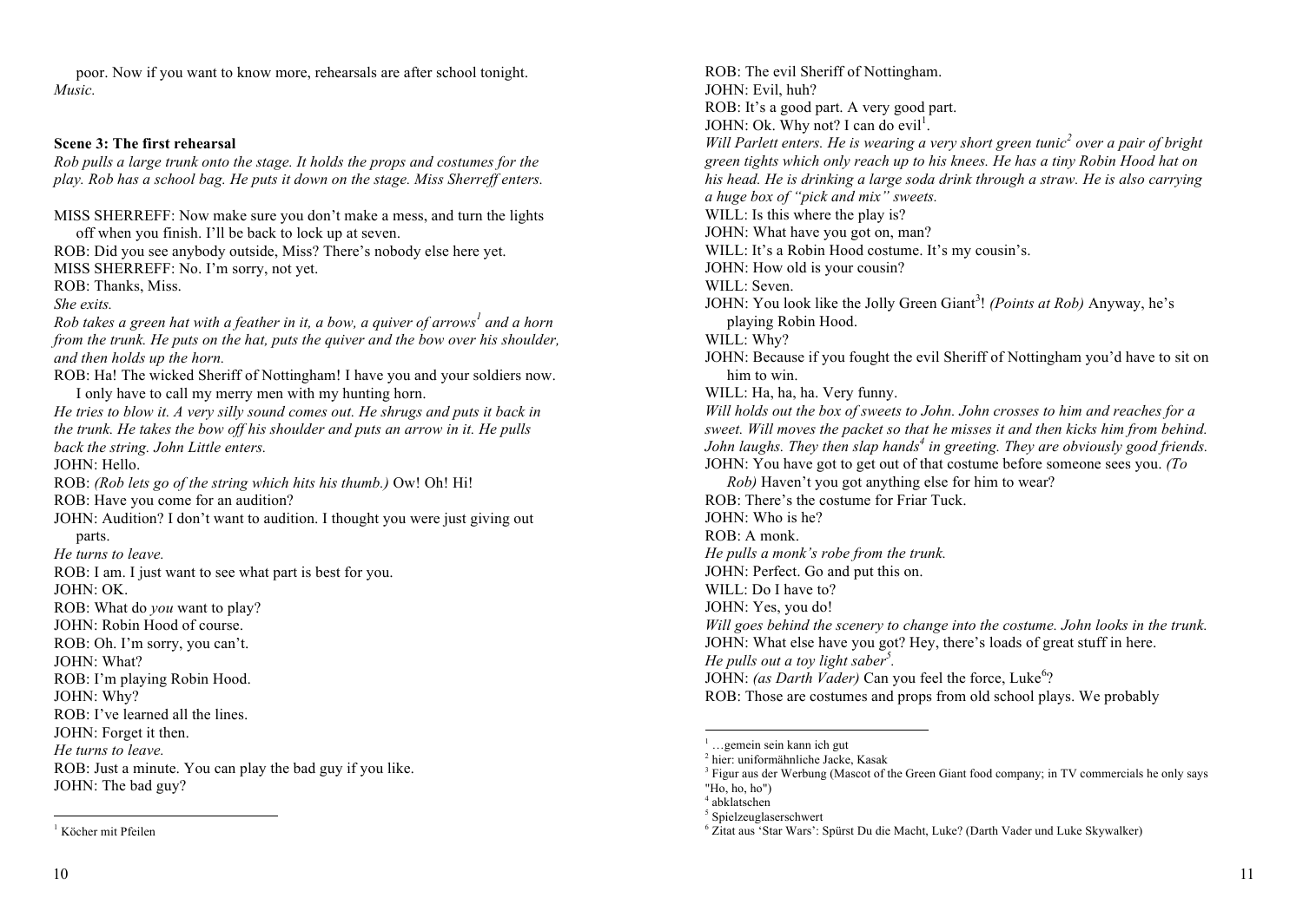poor. Now if you want to know more, rehearsals are after school tonight.
*Music.*

**Scene 3: The first rehearsal**

*Rob pulls a large trunk onto the stage. It holds the props and costumes for the play. Rob has a school bag. He puts it down on the stage. Miss Sherreff enters.*

MISS SHERREFF: Now make sure you don't make a mess, and turn the lights off when you finish. I'll be back to lock up at seven.
ROB: Did you see anybody outside, Miss? There's nobody else here yet.
MISS SHERREFF: No. I'm sorry, not yet.
ROB: Thanks, Miss.
*She exits.*
*Rob takes a green hat with a feather in it, a bow, a quiver of arrows*[1] *and a horn from the trunk. He puts on the hat, puts the quiver and the bow over his shoulder, and then holds up the horn.*
ROB: Ha! The wicked Sheriff of Nottingham! I have you and your soldiers now. I only have to call my merry men with my hunting horn.
*He tries to blow it. A very silly sound comes out. He shrugs and puts it back in the trunk. He takes the bow off his shoulder and puts an arrow in it. He pulls back the string. John Little enters.*
JOHN: Hello.
ROB: *(Rob lets go of the string which hits his thumb.)* Ow! Oh! Hi!
ROB: Have you come for an audition?
JOHN: Audition? I don't want to audition. I thought you were just giving out parts.
*He turns to leave.*
ROB: I am. I just want to see what part is best for you.
JOHN: OK.
ROB: What do *you* want to play?
JOHN: Robin Hood of course.
ROB: Oh. I'm sorry, you can't.
JOHN: What?
ROB: I'm playing Robin Hood.
JOHN: Why?
ROB: I've learned all the lines.
JOHN: Forget it then.
*He turns to leave.*
ROB: Just a minute. You can play the bad guy if you like.
JOHN: The bad guy?

[1] Köcher mit Pfeilen

ROB: The evil Sheriff of Nottingham.
JOHN: Evil, huh?
ROB: It's a good part. A very good part.
JOHN: Ok. Why not? I can do evil[1].
*Will Parlett enters. He is wearing a very short green tunic*[2] *over a pair of bright green tights which only reach up to his knees. He has a tiny Robin Hood hat on his head. He is drinking a large soda drink through a straw. He is also carrying a huge box of "pick and mix" sweets.*
WILL: Is this where the play is?
JOHN: What have you got on, man?
WILL: It's a Robin Hood costume. It's my cousin's.
JOHN: How old is your cousin?
WILL: Seven.
JOHN: You look like the Jolly Green Giant[3]! *(Points at Rob)* Anyway, he's playing Robin Hood.
WILL: Why?
JOHN: Because if you fought the evil Sheriff of Nottingham you'd have to sit on him to win.
WILL: Ha, ha, ha. Very funny.
*Will holds out the box of sweets to John. John crosses to him and reaches for a sweet. Will moves the packet so that he misses it and then kicks him from behind. John laughs. They then slap hands*[4] *in greeting. They are obviously good friends.*
JOHN: You have got to get out of that costume before someone sees you. *(To Rob)* Haven't you got anything else for him to wear?
ROB: There's the costume for Friar Tuck.
JOHN: Who is he?
ROB: A monk.
*He pulls a monk's robe from the trunk.*
JOHN: Perfect. Go and put this on.
WILL: Do I have to?
JOHN: Yes, you do!
*Will goes behind the scenery to change into the costume. John looks in the trunk.*
JOHN: What else have you got? Hey, there's loads of great stuff in here.
*He pulls out a toy light saber*[5]*.*
JOHN: *(as Darth Vader)* Can you feel the force, Luke[6]?
ROB: Those are costumes and props from old school plays. We probably

[1] …gemein sein kann ich gut
[2] hier: uniformähnliche Jacke, Kasak
[3] Figur aus der Werbung (Mascot of the Green Giant food company; in TV commercials he only says "Ho, ho, ho")
[4] abklatschen
[5] Spielzeuglaserschwert
[6] Zitat aus 'Star Wars': Spürst Du die Macht, Luke? (Darth Vader und Luke Skywalker)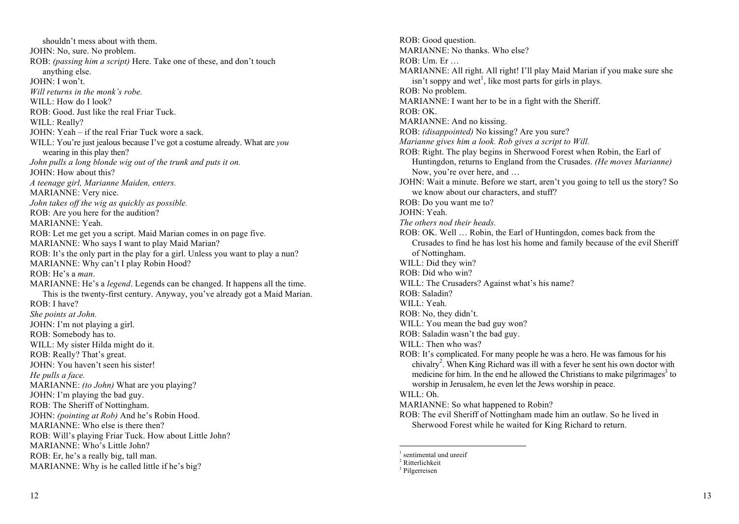shouldn't mess about with them.

JOHN: No, sure. No problem.

ROB: *(passing him a script)* Here. Take one of these, and don't touch anything else.

JOHN: I won't.

*Will returns in the monk's robe.*

WILL: How do I look?

ROB: Good. Just like the real Friar Tuck.

WILL: Really?

JOHN: Yeah – if the real Friar Tuck wore a sack.

WILL: You're just jealous because I've got a costume already. What are *you* wearing in this play then?

*John pulls a long blonde wig out of the trunk and puts it on.*

JOHN: How about this?

*A teenage girl, Marianne Maiden, enters.*

MARIANNE: Very nice.

*John takes off the wig as quickly as possible.*

ROB: Are you here for the audition?

MARIANNE: Yeah.

ROB: Let me get you a script. Maid Marian comes in on page five.

MARIANNE: Who says I want to play Maid Marian?

ROB: It's the only part in the play for a girl. Unless you want to play a nun?

MARIANNE: Why can't I play Robin Hood?

ROB: He's a *man*.

MARIANNE: He's a *legend*. Legends can be changed. It happens all the time. This is the twenty-first century. Anyway, you've already got a Maid Marian.

ROB: I have?

*She points at John.*

JOHN: I'm not playing a girl.

ROB: Somebody has to.

WILL: My sister Hilda might do it.

ROB: Really? That's great.

JOHN: You haven't seen his sister!

*He pulls a face.*

MARIANNE: *(to John)* What are you playing?

JOHN: I'm playing the bad guy.

ROB: The Sheriff of Nottingham.

JOHN: *(pointing at Rob)* And he's Robin Hood.

MARIANNE: Who else is there then?

ROB: Will's playing Friar Tuck. How about Little John?

MARIANNE: Who's Little John?

ROB: Er, he's a really big, tall man.

MARIANNE: Why is he called little if he's big?

ROB: Good question.

MARIANNE: No thanks. Who else?

ROB: Um. Er …

MARIANNE: All right. All right! I'll play Maid Marian if you make sure she isn't soppy and wet[1], like most parts for girls in plays.

ROB: No problem.

MARIANNE: I want her to be in a fight with the Sheriff.

ROB: OK.

MARIANNE: And no kissing.

ROB: *(disappointed)* No kissing? Are you sure?

*Marianne gives him a look. Rob gives a script to Will.*

ROB: Right. The play begins in Sherwood Forest when Robin, the Earl of Huntingdon, returns to England from the Crusades. *(He moves Marianne)* Now, you're over here, and …

JOHN: Wait a minute. Before we start, aren't you going to tell us the story? So we know about our characters, and stuff?

ROB: Do you want me to?

JOHN: Yeah.

*The others nod their heads.*

ROB: OK. Well … Robin, the Earl of Huntingdon, comes back from the Crusades to find he has lost his home and family because of the evil Sheriff of Nottingham.

WILL: Did they win?

ROB: Did who win?

WILL: The Crusaders? Against what's his name?

ROB: Saladin?

WILL: Yeah.

ROB: No, they didn't.

WILL: You mean the bad guy won?

ROB: Saladin wasn't the bad guy.

WILL: Then who was?

ROB: It's complicated. For many people he was a hero. He was famous for his chivalry[2]. When King Richard was ill with a fever he sent his own doctor with medicine for him. In the end he allowed the Christians to make pilgrimages[3] to worship in Jerusalem, he even let the Jews worship in peace.

WILL: Oh.

MARIANNE: So what happened to Robin?

ROB: The evil Sheriff of Nottingham made him an outlaw. So he lived in Sherwood Forest while he waited for King Richard to return.

---

[1] sentimental und unreif

[2] Ritterlichkeit

[3] Pilgerreisen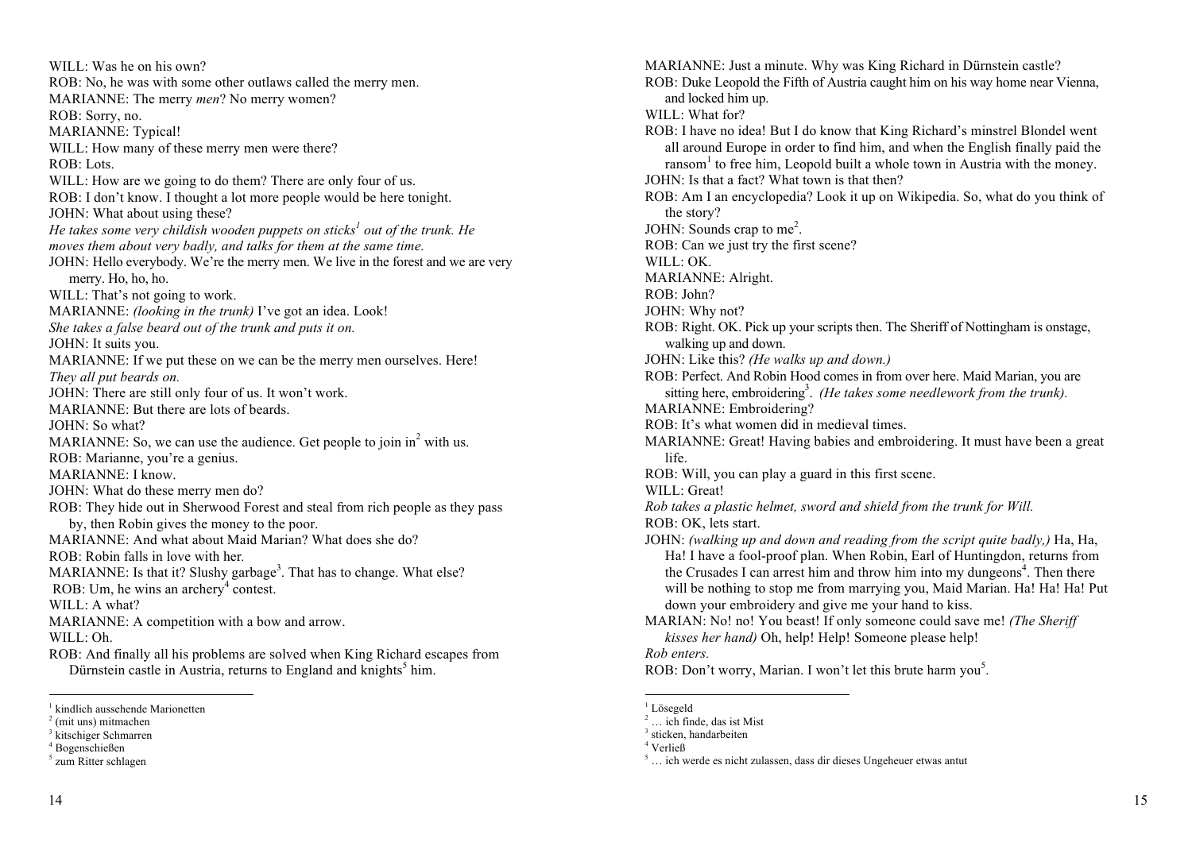WILL: Was he on his own?

ROB: No, he was with some other outlaws called the merry men.

MARIANNE: The merry *men*? No merry women?

ROB: Sorry, no.

MARIANNE: Typical!

WILL: How many of these merry men were there?

ROB: Lots.

WILL: How are we going to do them? There are only four of us.

ROB: I don't know. I thought a lot more people would be here tonight.

JOHN: What about using these?

*He takes some very childish wooden puppets on sticks[1] out of the trunk. He moves them about very badly, and talks for them at the same time.*

JOHN: Hello everybody. We're the merry men. We live in the forest and we are very merry. Ho, ho, ho.

WILL: That's not going to work.

MARIANNE: *(looking in the trunk)* I've got an idea. Look!

*She takes a false beard out of the trunk and puts it on.*

JOHN: It suits you.

MARIANNE: If we put these on we can be the merry men ourselves. Here!

*They all put beards on.*

JOHN: There are still only four of us. It won't work.

MARIANNE: But there are lots of beards.

JOHN: So what?

MARIANNE: So, we can use the audience. Get people to join in[2] with us.

ROB: Marianne, you're a genius.

MARIANNE: I know.

JOHN: What do these merry men do?

ROB: They hide out in Sherwood Forest and steal from rich people as they pass by, then Robin gives the money to the poor.

MARIANNE: And what about Maid Marian? What does she do?

ROB: Robin falls in love with her.

MARIANNE: Is that it? Slushy garbage[3]. That has to change. What else?

ROB: Um, he wins an archery[4] contest.

WILL: A what?

MARIANNE: A competition with a bow and arrow.

WILL: Oh.

ROB: And finally all his problems are solved when King Richard escapes from Dürnstein castle in Austria, returns to England and knights[5] him.

---

[1] kindlich aussehende Marionetten
[2] (mit uns) mitmachen
[3] kitschiger Schmarren
[4] Bogenschießen
[5] zum Ritter schlagen

---

MARIANNE: Just a minute. Why was King Richard in Dürnstein castle?

ROB: Duke Leopold the Fifth of Austria caught him on his way home near Vienna, and locked him up.

WILL: What for?

ROB: I have no idea! But I do know that King Richard's minstrel Blondel went all around Europe in order to find him, and when the English finally paid the ransom[1] to free him, Leopold built a whole town in Austria with the money.

JOHN: Is that a fact? What town is that then?

ROB: Am I an encyclopedia? Look it up on Wikipedia. So, what do you think of the story?

JOHN: Sounds crap to me[2].

ROB: Can we just try the first scene?

WILL: OK.

MARIANNE: Alright.

ROB: John?

JOHN: Why not?

ROB: Right. OK. Pick up your scripts then. The Sheriff of Nottingham is onstage, walking up and down.

JOHN: Like this? *(He walks up and down.)*

ROB: Perfect. And Robin Hood comes in from over here. Maid Marian, you are sitting here, embroidering[3]. *(He takes some needlework from the trunk).*

MARIANNE: Embroidering?

ROB: It's what women did in medieval times.

MARIANNE: Great! Having babies and embroidering. It must have been a great life.

ROB: Will, you can play a guard in this first scene.

WILL: Great!

*Rob takes a plastic helmet, sword and shield from the trunk for Will.*

ROB: OK, lets start.

JOHN: *(walking up and down and reading from the script quite badly,)* Ha, Ha, Ha! I have a fool-proof plan. When Robin, Earl of Huntingdon, returns from the Crusades I can arrest him and throw him into my dungeons[4]. Then there will be nothing to stop me from marrying you, Maid Marian. Ha! Ha! Ha! Put down your embroidery and give me your hand to kiss.

MARIAN: No! no! You beast! If only someone could save me! *(The Sheriff kisses her hand)* Oh, help! Help! Someone please help!

*Rob enters.*

ROB: Don't worry, Marian. I won't let this brute harm you[5].

---

[1] Lösegeld
[2] … ich finde, das ist Mist
[3] sticken, handarbeiten
[4] Verließ
[5] … ich werde es nicht zulassen, dass dir dieses Ungeheuer etwas antut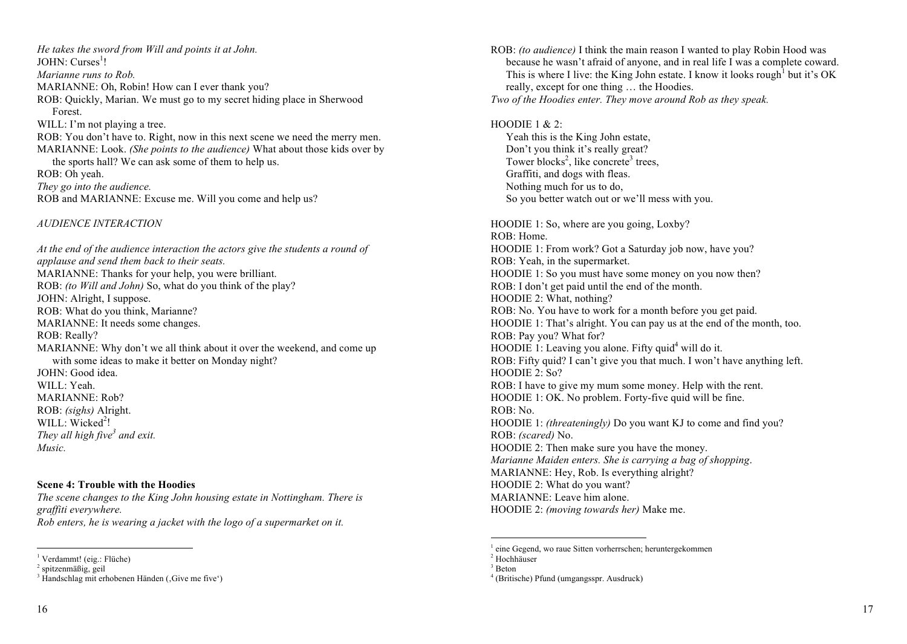*He takes the sword from Will and points it at John.*

JOHN: Curses[1]!

*Marianne runs to Rob.*

MARIANNE: Oh, Robin! How can I ever thank you?

ROB: Quickly, Marian. We must go to my secret hiding place in Sherwood Forest.

WILL: I'm not playing a tree.

ROB: You don't have to. Right, now in this next scene we need the merry men.

MARIANNE: Look. *(She points to the audience)* What about those kids over by the sports hall? We can ask some of them to help us.

ROB: Oh yeah.

*They go into the audience.*

ROB and MARIANNE: Excuse me. Will you come and help us?

*AUDIENCE INTERACTION*

*At the end of the audience interaction the actors give the students a round of applause and send them back to their seats.*

MARIANNE: Thanks for your help, you were brilliant.

ROB: *(to Will and John)* So, what do you think of the play?

JOHN: Alright, I suppose.

ROB: What do you think, Marianne?

MARIANNE: It needs some changes.

ROB: Really?

MARIANNE: Why don't we all think about it over the weekend, and come up with some ideas to make it better on Monday night?

JOHN: Good idea.

WILL: Yeah.

MARIANNE: Rob?

ROB: *(sighs)* Alright.

WILL: Wicked[2]!

*They all high five[3] and exit.*

*Music.*

**Scene 4: Trouble with the Hoodies**

*The scene changes to the King John housing estate in Nottingham. There is graffiti everywhere.*

*Rob enters, he is wearing a jacket with the logo of a supermarket on it.*

[1] Verdammt! (eig.: Flüche)
[2] spitzenmäßig, geil
[3] Handschlag mit erhobenen Händen (‚Give me five')

ROB: *(to audience)* I think the main reason I wanted to play Robin Hood was because he wasn't afraid of anyone, and in real life I was a complete coward. This is where I live: the King John estate. I know it looks rough[1] but it's OK really, except for one thing … the Hoodies.

*Two of the Hoodies enter. They move around Rob as they speak.*

HOODIE 1 & 2:
Yeah this is the King John estate,
Don't you think it's really great?
Tower blocks[2], like concrete[3] trees,
Graffiti, and dogs with fleas.
Nothing much for us to do,
So you better watch out or we'll mess with you.

HOODIE 1: So, where are you going, Loxby?

ROB: Home.

HOODIE 1: From work? Got a Saturday job now, have you?

ROB: Yeah, in the supermarket.

HOODIE 1: So you must have some money on you now then?

ROB: I don't get paid until the end of the month.

HOODIE 2: What, nothing?

ROB: No. You have to work for a month before you get paid.

HOODIE 1: That's alright. You can pay us at the end of the month, too.

ROB: Pay you? What for?

HOODIE 1: Leaving you alone. Fifty quid[4] will do it.

ROB: Fifty quid? I can't give you that much. I won't have anything left.

HOODIE 2: So?

ROB: I have to give my mum some money. Help with the rent.

HOODIE 1: OK. No problem. Forty-five quid will be fine.

ROB: No.

HOODIE 1: *(threateningly)* Do you want KJ to come and find you?

ROB: *(scared)* No.

HOODIE 2: Then make sure you have the money.

*Marianne Maiden enters. She is carrying a bag of shopping.*

MARIANNE: Hey, Rob. Is everything alright?

HOODIE 2: What do you want?

MARIANNE: Leave him alone.

HOODIE 2: *(moving towards her)* Make me.

[1] eine Gegend, wo raue Sitten vorherrschen; heruntergekommen
[2] Hochhäuser
[3] Beton
[4] (Britische) Pfund (umgangsspr. Ausdruck)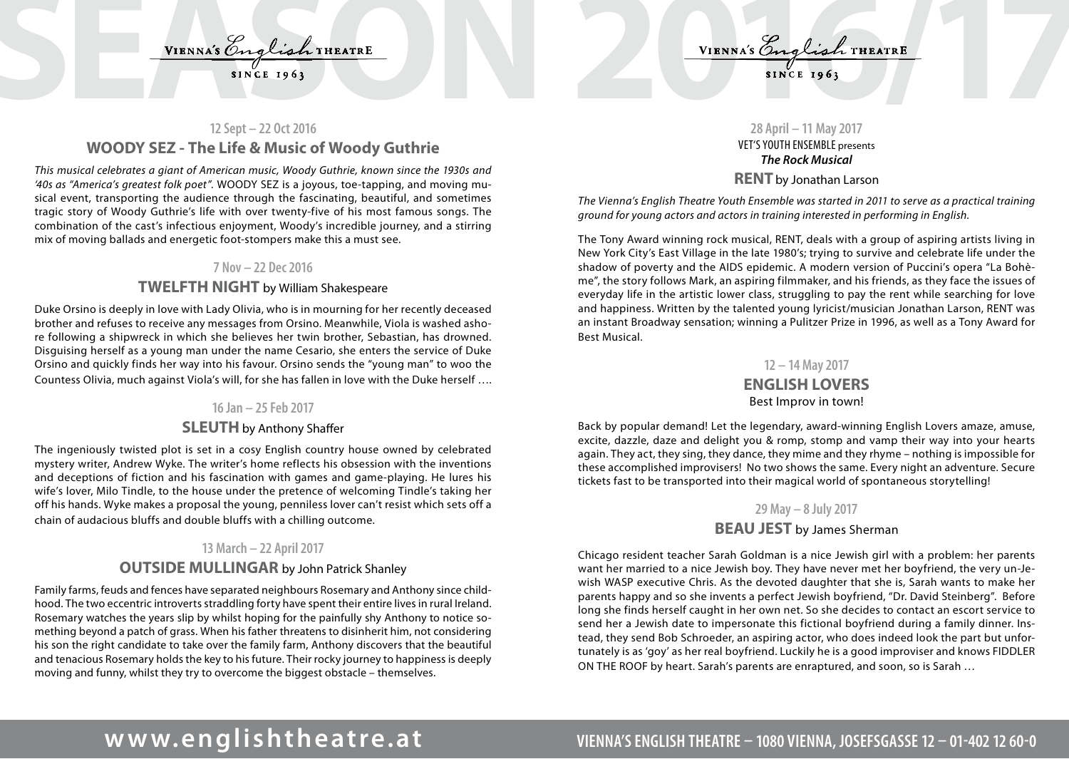# SEASON 2016/17

VIENNA'S English THEATRE
SINCE 1963

12 Sept – 22 Oct 2016

## WOODY SEZ - The Life & Music of Woody Guthrie

*This musical celebrates a giant of American music, Woody Guthrie, known since the 1930s and '40s as "America's greatest folk poet".* WOODY SEZ is a joyous, toe-tapping, and moving musical event, transporting the audience through the fascinating, beautiful, and sometimes tragic story of Woody Guthrie's life with over twenty-five of his most famous songs. The combination of the cast's infectious enjoyment, Woody's incredible journey, and a stirring mix of moving ballads and energetic foot-stompers make this a must see.

7 Nov – 22 Dec 2016

## TWELFTH NIGHT by William Shakespeare

Duke Orsino is deeply in love with Lady Olivia, who is in mourning for her recently deceased brother and refuses to receive any messages from Orsino. Meanwhile, Viola is washed ashore following a shipwreck in which she believes her twin brother, Sebastian, has drowned. Disguising herself as a young man under the name Cesario, she enters the service of Duke Orsino and quickly finds her way into his favour. Orsino sends the "young man" to woo the Countess Olivia, much against Viola's will, for she has fallen in love with the Duke herself ….

16 Jan – 25 Feb 2017

## SLEUTH by Anthony Shaffer

The ingeniously twisted plot is set in a cosy English country house owned by celebrated mystery writer, Andrew Wyke. The writer's home reflects his obsession with the inventions and deceptions of fiction and his fascination with games and game-playing. He lures his wife's lover, Milo Tindle, to the house under the pretence of welcoming Tindle's taking her off his hands. Wyke makes a proposal the young, penniless lover can't resist which sets off a chain of audacious bluffs and double bluffs with a chilling outcome.

13 March – 22 April 2017

## OUTSIDE MULLINGAR by John Patrick Shanley

Family farms, feuds and fences have separated neighbours Rosemary and Anthony since childhood. The two eccentric introverts straddling forty have spent their entire lives in rural Ireland. Rosemary watches the years slip by whilst hoping for the painfully shy Anthony to notice something beyond a patch of grass. When his father threatens to disinherit him, not considering his son the right candidate to take over the family farm, Anthony discovers that the beautiful and tenacious Rosemary holds the key to his future. Their rocky journey to happiness is deeply moving and funny, whilst they try to overcome the biggest obstacle – themselves.

VIENNA'S English THEATRE
SINCE 1963

28 April – 11 May 2017

VET'S YOUTH ENSEMBLE presents

***The Rock Musical***

## RENT by Jonathan Larson

*The Vienna's English Theatre Youth Ensemble was started in 2011 to serve as a practical training ground for young actors and actors in training interested in performing in English.*

The Tony Award winning rock musical, RENT, deals with a group of aspiring artists living in New York City's East Village in the late 1980's; trying to survive and celebrate life under the shadow of poverty and the AIDS epidemic. A modern version of Puccini's opera "La Bohème", the story follows Mark, an aspiring filmmaker, and his friends, as they face the issues of everyday life in the artistic lower class, struggling to pay the rent while searching for love and happiness. Written by the talented young lyricist/musician Jonathan Larson, RENT was an instant Broadway sensation; winning a Pulitzer Prize in 1996, as well as a Tony Award for Best Musical.

12 – 14 May 2017

## ENGLISH LOVERS

Best Improv in town!

Back by popular demand! Let the legendary, award-winning English Lovers amaze, amuse, excite, dazzle, daze and delight you & romp, stomp and vamp their way into your hearts again. They act, they sing, they dance, they mime and they rhyme – nothing is impossible for these accomplished improvisers! No two shows the same. Every night an adventure. Secure tickets fast to be transported into their magical world of spontaneous storytelling!

29 May – 8 July 2017

## BEAU JEST by James Sherman

Chicago resident teacher Sarah Goldman is a nice Jewish girl with a problem: her parents want her married to a nice Jewish boy. They have never met her boyfriend, the very un-Jewish WASP executive Chris. As the devoted daughter that she is, Sarah wants to make her parents happy and so she invents a perfect Jewish boyfriend, "Dr. David Steinberg". Before long she finds herself caught in her own net. So she decides to contact an escort service to send her a Jewish date to impersonate this fictional boyfriend during a family dinner. Instead, they send Bob Schroeder, an aspiring actor, who does indeed look the part but unfortunately is as 'goy' as her real boyfriend. Luckily he is a good improviser and knows FIDDLER ON THE ROOF by heart. Sarah's parents are enraptured, and soon, so is Sarah …

**www.englishtheatre.at** VIENNA'S ENGLISH THEATRE – 1080 VIENNA, JOSEFSGASSE 12 – 01-402 12 60-0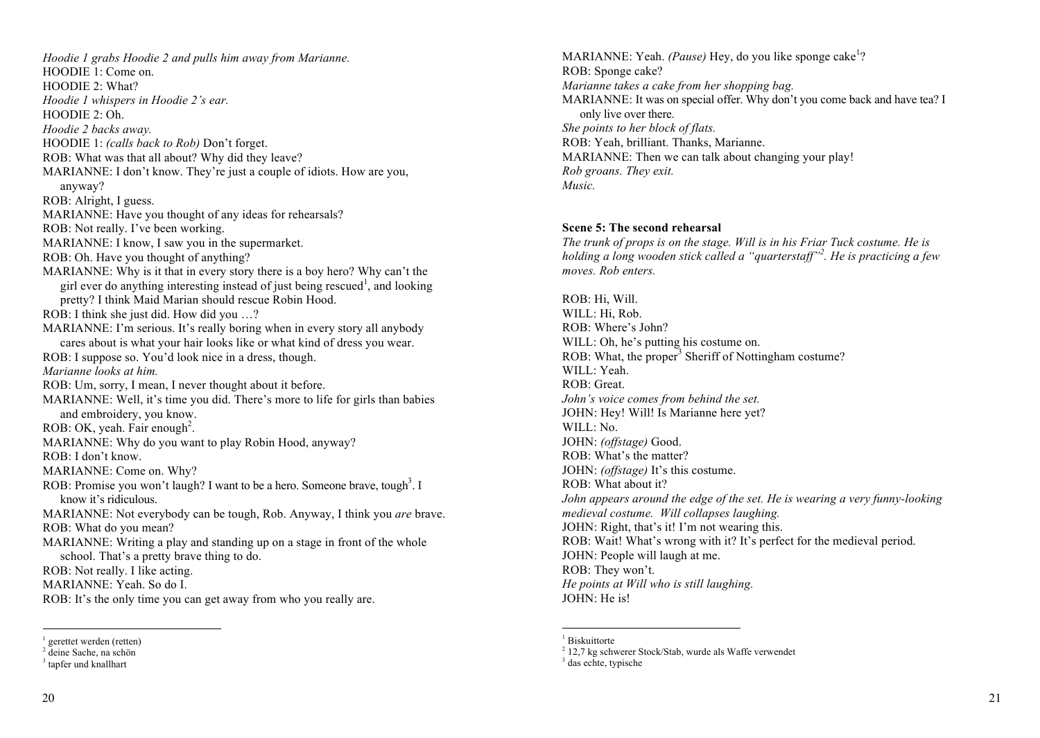*Hoodie 1 grabs Hoodie 2 and pulls him away from Marianne.*
HOODIE 1: Come on.
HOODIE 2: What?
*Hoodie 1 whispers in Hoodie 2's ear.*
HOODIE 2: Oh.
*Hoodie 2 backs away.*
HOODIE 1: *(calls back to Rob)* Don't forget.
ROB: What was that all about? Why did they leave?
MARIANNE: I don't know. They're just a couple of idiots. How are you, anyway?
ROB: Alright, I guess.
MARIANNE: Have you thought of any ideas for rehearsals?
ROB: Not really. I've been working.
MARIANNE: I know, I saw you in the supermarket.
ROB: Oh. Have you thought of anything?
MARIANNE: Why is it that in every story there is a boy hero? Why can't the girl ever do anything interesting instead of just being rescued[1], and looking pretty? I think Maid Marian should rescue Robin Hood.
ROB: I think she just did. How did you …?
MARIANNE: I'm serious. It's really boring when in every story all anybody cares about is what your hair looks like or what kind of dress you wear.
ROB: I suppose so. You'd look nice in a dress, though.
*Marianne looks at him.*
ROB: Um, sorry, I mean, I never thought about it before.
MARIANNE: Well, it's time you did. There's more to life for girls than babies and embroidery, you know.
ROB: OK, yeah. Fair enough[2].
MARIANNE: Why do you want to play Robin Hood, anyway?
ROB: I don't know.
MARIANNE: Come on. Why?
ROB: Promise you won't laugh? I want to be a hero. Someone brave, tough[3]. I know it's ridiculous.
MARIANNE: Not everybody can be tough, Rob. Anyway, I think you *are* brave.
ROB: What do you mean?
MARIANNE: Writing a play and standing up on a stage in front of the whole school. That's a pretty brave thing to do.
ROB: Not really. I like acting.
MARIANNE: Yeah. So do I.
ROB: It's the only time you can get away from who you really are.

[1] gerettet werden (retten)
[2] deine Sache, na schön
[3] tapfer und knallhart

MARIANNE: Yeah. *(Pause)* Hey, do you like sponge cake[1]?
ROB: Sponge cake?
*Marianne takes a cake from her shopping bag.*
MARIANNE: It was on special offer. Why don't you come back and have tea? I only live over there.
*She points to her block of flats.*
ROB: Yeah, brilliant. Thanks, Marianne.
MARIANNE: Then we can talk about changing your play!
*Rob groans. They exit.*
*Music.*

**Scene 5: The second rehearsal**

*The trunk of props is on the stage. Will is in his Friar Tuck costume. He is holding a long wooden stick called a "quarterstaff"[2]. He is practicing a few moves. Rob enters.*

ROB: Hi, Will.
WILL: Hi, Rob.
ROB: Where's John?
WILL: Oh, he's putting his costume on.
ROB: What, the proper[3] Sheriff of Nottingham costume?
WILL: Yeah.
ROB: Great.
*John's voice comes from behind the set.*
JOHN: Hey! Will! Is Marianne here yet?
WILL: No.
JOHN: *(offstage)* Good.
ROB: What's the matter?
JOHN: *(offstage)* It's this costume.
ROB: What about it?
*John appears around the edge of the set. He is wearing a very funny-looking medieval costume. Will collapses laughing.*
JOHN: Right, that's it! I'm not wearing this.
ROB: Wait! What's wrong with it? It's perfect for the medieval period.
JOHN: People will laugh at me.
ROB: They won't.
*He points at Will who is still laughing.*
JOHN: He is!

[1] Biskuittorte
[2] 12,7 kg schwerer Stock/Stab, wurde als Waffe verwendet
[3] das echte, typische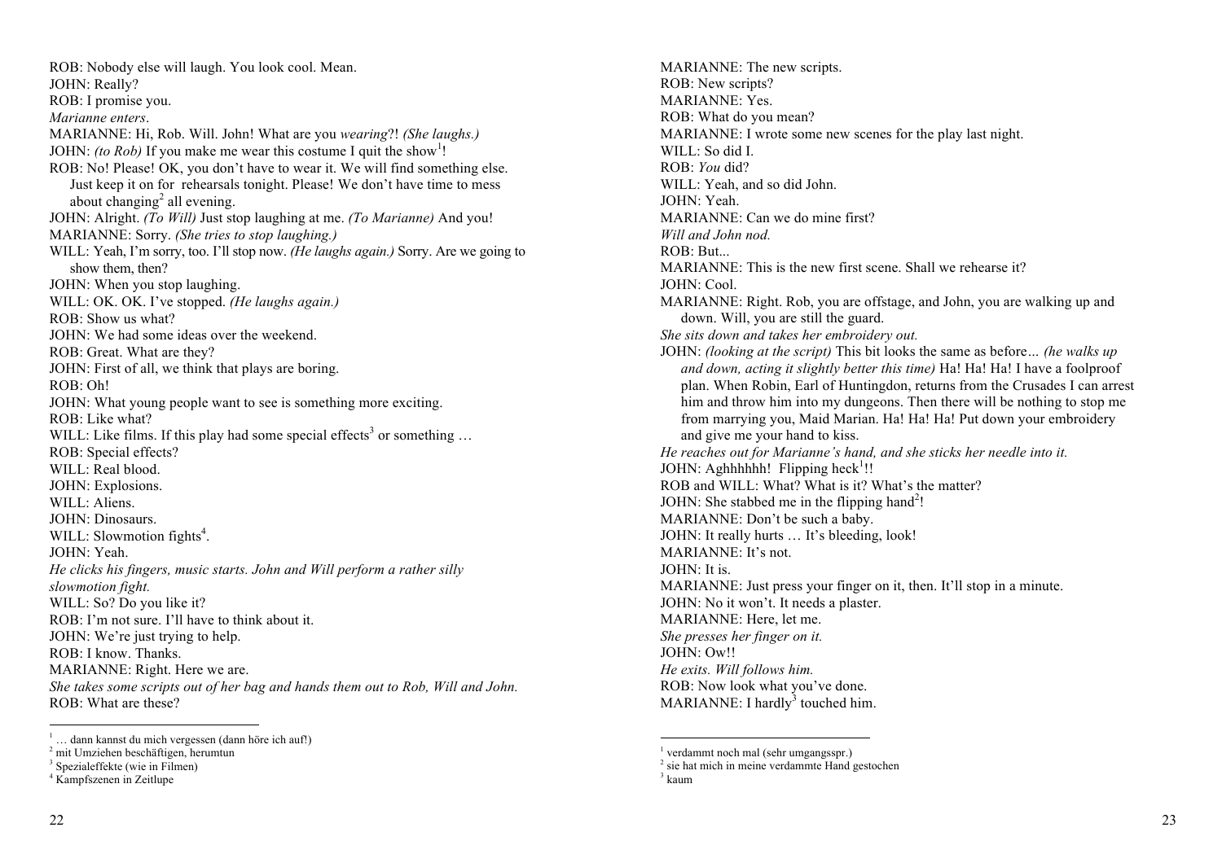ROB: Nobody else will laugh. You look cool. Mean.

JOHN: Really?

ROB: I promise you.

*Marianne enters*.

MARIANNE: Hi, Rob. Will. John! What are you *wearing*?! *(She laughs.)*

JOHN: *(to Rob)* If you make me wear this costume I quit the show[1]!

ROB: No! Please! OK, you don't have to wear it. We will find something else. Just keep it on for rehearsals tonight. Please! We don't have time to mess about changing[2] all evening.

JOHN: Alright. *(To Will)* Just stop laughing at me. *(To Marianne)* And you!

MARIANNE: Sorry. *(She tries to stop laughing.)*

WILL: Yeah, I'm sorry, too. I'll stop now. *(He laughs again.)* Sorry. Are we going to show them, then?

JOHN: When you stop laughing.

WILL: OK. OK. I've stopped. *(He laughs again.)*

ROB: Show us what?

JOHN: We had some ideas over the weekend.

ROB: Great. What are they?

JOHN: First of all, we think that plays are boring.

ROB: Oh!

JOHN: What young people want to see is something more exciting.

ROB: Like what?

WILL: Like films. If this play had some special effects[3] or something …

ROB: Special effects?

WILL: Real blood.

JOHN: Explosions.

WILL: Aliens.

JOHN: Dinosaurs.

WILL: Slowmotion fights[4].

JOHN: Yeah.

*He clicks his fingers, music starts. John and Will perform a rather silly slowmotion fight.*

WILL: So? Do you like it?

ROB: I'm not sure. I'll have to think about it.

JOHN: We're just trying to help.

ROB: I know. Thanks.

MARIANNE: Right. Here we are.

*She takes some scripts out of her bag and hands them out to Rob, Will and John.*

ROB: What are these?

---

[1] … dann kannst du mich vergessen (dann höre ich auf!)
[2] mit Umziehen beschäftigen, herumtun
[3] Spezialeffekte (wie in Filmen)
[4] Kampfszenen in Zeitlupe

---

MARIANNE: The new scripts.

ROB: New scripts?

MARIANNE: Yes.

ROB: What do you mean?

MARIANNE: I wrote some new scenes for the play last night.

WILL: So did I.

ROB: *You* did?

WILL: Yeah, and so did John.

JOHN: Yeah.

MARIANNE: Can we do mine first?

*Will and John nod.*

ROB: But...

MARIANNE: This is the new first scene. Shall we rehearse it?

JOHN: Cool.

MARIANNE: Right. Rob, you are offstage, and John, you are walking up and down. Will, you are still the guard.

*She sits down and takes her embroidery out.*

JOHN: *(looking at the script)* This bit looks the same as before*… (he walks up and down, acting it slightly better this time)* Ha! Ha! Ha! I have a foolproof plan. When Robin, Earl of Huntingdon, returns from the Crusades I can arrest him and throw him into my dungeons. Then there will be nothing to stop me from marrying you, Maid Marian. Ha! Ha! Ha! Put down your embroidery and give me your hand to kiss.

*He reaches out for Marianne's hand, and she sticks her needle into it.*

JOHN: Aghhhhhh! Flipping heck[1]!!

ROB and WILL: What? What is it? What's the matter?

JOHN: She stabbed me in the flipping hand[2]!

MARIANNE: Don't be such a baby.

JOHN: It really hurts … It's bleeding, look!

MARIANNE: It's not.

JOHN: It is.

MARIANNE: Just press your finger on it, then. It'll stop in a minute.

JOHN: No it won't. It needs a plaster.

MARIANNE: Here, let me.

*She presses her finger on it.*

JOHN: Ow!!

*He exits. Will follows him.*

ROB: Now look what you've done.

MARIANNE: I hardly[3] touched him.

---

[1] verdammt noch mal (sehr umgangsspr.)
[2] sie hat mich in meine verdammte Hand gestochen
[3] kaum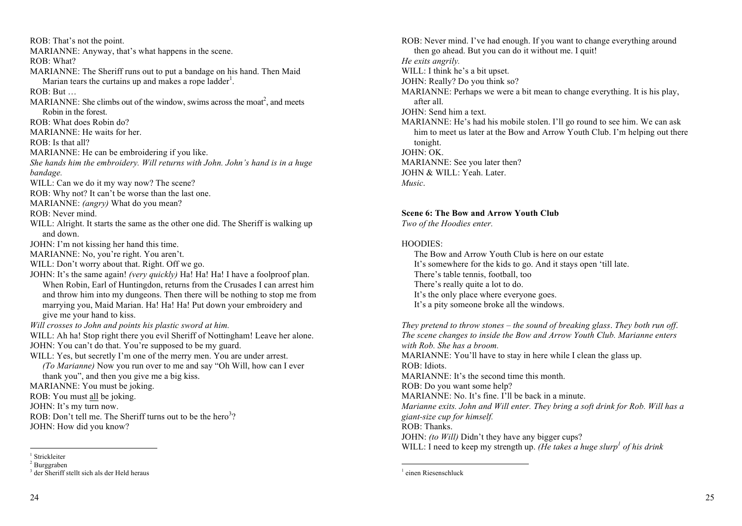ROB: That's not the point.
MARIANNE: Anyway, that's what happens in the scene.
ROB: What?
MARIANNE: The Sheriff runs out to put a bandage on his hand. Then Maid Marian tears the curtains up and makes a rope ladder[1].
ROB: But …
MARIANNE: She climbs out of the window, swims across the moat[2], and meets Robin in the forest.
ROB: What does Robin do?
MARIANNE: He waits for her.
ROB: Is that all?
MARIANNE: He can be embroidering if you like.
*She hands him the embroidery. Will returns with John. John's hand is in a huge bandage.*
WILL: Can we do it my way now? The scene?
ROB: Why not? It can't be worse than the last one.
MARIANNE: *(angry)* What do you mean?
ROB: Never mind.
WILL: Alright. It starts the same as the other one did. The Sheriff is walking up and down.
JOHN: I'm not kissing her hand this time.
MARIANNE: No, you're right. You aren't.
WILL: Don't worry about that. Right. Off we go.
JOHN: It's the same again! *(very quickly)* Ha! Ha! Ha! I have a foolproof plan. When Robin, Earl of Huntingdon, returns from the Crusades I can arrest him and throw him into my dungeons. Then there will be nothing to stop me from marrying you, Maid Marian. Ha! Ha! Ha! Put down your embroidery and give me your hand to kiss.
*Will crosses to John and points his plastic sword at him.*
WILL: Ah ha! Stop right there you evil Sheriff of Nottingham! Leave her alone.
JOHN: You can't do that. You're supposed to be my guard.
WILL: Yes, but secretly I'm one of the merry men. You are under arrest. *(To Marianne)* Now you run over to me and say "Oh Will, how can I ever thank you", and then you give me a big kiss.
MARIANNE: You must be joking.
ROB: You must <u>all</u> be joking.
JOHN: It's my turn now.
ROB: Don't tell me. The Sheriff turns out to be the hero[3]?
JOHN: How did you know?

[1] Strickleiter
[2] Burggraben
[3] der Sheriff stellt sich als der Held heraus

ROB: Never mind. I've had enough. If you want to change everything around then go ahead. But you can do it without me. I quit!
*He exits angrily.*
WILL: I think he's a bit upset.
JOHN: Really? Do you think so?
MARIANNE: Perhaps we were a bit mean to change everything. It is his play, after all.
JOHN: Send him a text.
MARIANNE: He's had his mobile stolen. I'll go round to see him. We can ask him to meet us later at the Bow and Arrow Youth Club. I'm helping out there tonight.
JOHN: OK.
MARIANNE: See you later then?
JOHN & WILL: Yeah. Later.
*Music.*

**Scene 6: The Bow and Arrow Youth Club**
*Two of the Hoodies enter.*

HOODIES:
The Bow and Arrow Youth Club is here on our estate
It's somewhere for the kids to go. And it stays open 'till late.
There's table tennis, football, too
There's really quite a lot to do.
It's the only place where everyone goes.
It's a pity someone broke all the windows.

*They pretend to throw stones – the sound of breaking glass. They both run off. The scene changes to inside the Bow and Arrow Youth Club. Marianne enters with Rob. She has a broom.*
MARIANNE: You'll have to stay in here while I clean the glass up.
ROB: Idiots.
MARIANNE: It's the second time this month.
ROB: Do you want some help?
MARIANNE: No. It's fine. I'll be back in a minute.
*Marianne exits. John and Will enter. They bring a soft drink for Rob. Will has a giant-size cup for himself.*
ROB: Thanks.
JOHN: *(to Will)* Didn't they have any bigger cups?
WILL: I need to keep my strength up. *(He takes a huge slurp[1] of his drink*

[1] einen Riesenschluck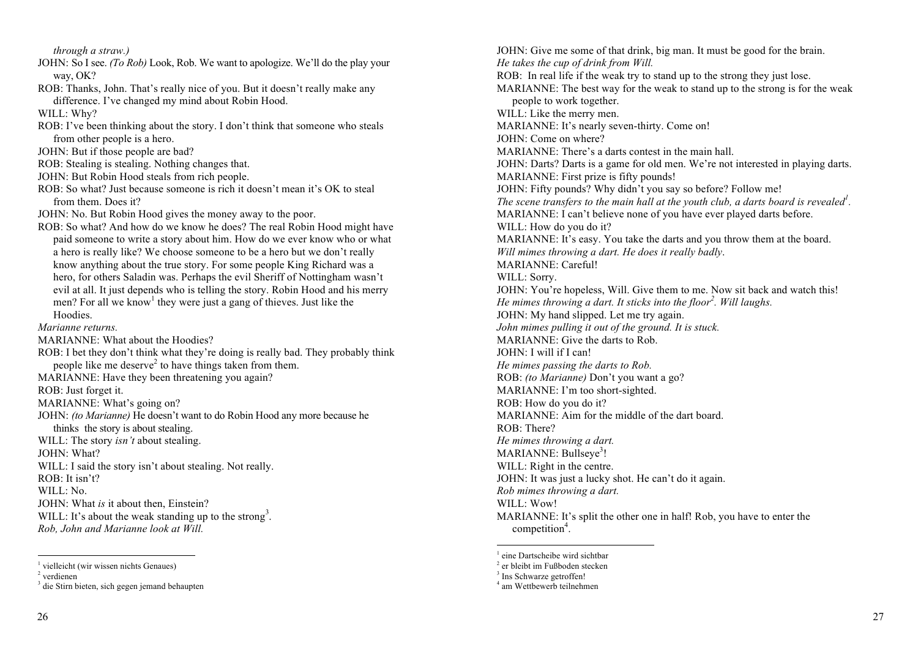*through a straw.)*

JOHN: So I see. *(To Rob)* Look, Rob. We want to apologize. We'll do the play your way, OK?

ROB: Thanks, John. That's really nice of you. But it doesn't really make any difference. I've changed my mind about Robin Hood.

WILL: Why?

ROB: I've been thinking about the story. I don't think that someone who steals from other people is a hero.

JOHN: But if those people are bad?

ROB: Stealing is stealing. Nothing changes that.

JOHN: But Robin Hood steals from rich people.

ROB: So what? Just because someone is rich it doesn't mean it's OK to steal from them. Does it?

JOHN: No. But Robin Hood gives the money away to the poor.

ROB: So what? And how do we know he does? The real Robin Hood might have paid someone to write a story about him. How do we ever know who or what a hero is really like? We choose someone to be a hero but we don't really know anything about the true story. For some people King Richard was a hero, for others Saladin was. Perhaps the evil Sheriff of Nottingham wasn't evil at all. It just depends who is telling the story. Robin Hood and his merry men? For all we know[1] they were just a gang of thieves. Just like the Hoodies.

*Marianne returns.*

MARIANNE: What about the Hoodies?

ROB: I bet they don't think what they're doing is really bad. They probably think people like me deserve[2] to have things taken from them.

MARIANNE: Have they been threatening you again?

ROB: Just forget it.

MARIANNE: What's going on?

JOHN: *(to Marianne)* He doesn't want to do Robin Hood any more because he thinks the story is about stealing.

WILL: The story *isn't* about stealing.

JOHN: What?

WILL: I said the story isn't about stealing. Not really.

ROB: It isn't?

WILL: No.

JOHN: What *is* it about then, Einstein?

WILL: It's about the weak standing up to the strong[3].

*Rob, John and Marianne look at Will.*

---

[1] vielleicht (wir wissen nichts Genaues)
[2] verdienen
[3] die Stirn bieten, sich gegen jemand behaupten

---

JOHN: Give me some of that drink, big man. It must be good for the brain.

*He takes the cup of drink from Will.*

ROB: In real life if the weak try to stand up to the strong they just lose.

MARIANNE: The best way for the weak to stand up to the strong is for the weak people to work together.

WILL: Like the merry men.

MARIANNE: It's nearly seven-thirty. Come on!

JOHN: Come on where?

MARIANNE: There's a darts contest in the main hall.

JOHN: Darts? Darts is a game for old men. We're not interested in playing darts.

MARIANNE: First prize is fifty pounds!

JOHN: Fifty pounds? Why didn't you say so before? Follow me!

*The scene transfers to the main hall at the youth club, a darts board is revealed[1].*

MARIANNE: I can't believe none of you have ever played darts before.

WILL: How do you do it?

MARIANNE: It's easy. You take the darts and you throw them at the board.

*Will mimes throwing a dart. He does it really badly.*

MARIANNE: Careful!

WILL: Sorry.

JOHN: You're hopeless, Will. Give them to me. Now sit back and watch this!

*He mimes throwing a dart. It sticks into the floor[2]. Will laughs.*

JOHN: My hand slipped. Let me try again.

*John mimes pulling it out of the ground. It is stuck.*

MARIANNE: Give the darts to Rob.

JOHN: I will if I can!

*He mimes passing the darts to Rob.*

ROB: *(to Marianne)* Don't you want a go?

MARIANNE: I'm too short-sighted.

ROB: How do you do it?

MARIANNE: Aim for the middle of the dart board.

ROB: There?

*He mimes throwing a dart.*

MARIANNE: Bullseye[3]!

WILL: Right in the centre.

JOHN: It was just a lucky shot. He can't do it again.

*Rob mimes throwing a dart.*

WILL: Wow!

MARIANNE: It's split the other one in half! Rob, you have to enter the competition[4].

---

[1] eine Dartscheibe wird sichtbar
[2] er bleibt im Fußboden stecken
[3] Ins Schwarze getroffen!
[4] am Wettbewerb teilnehmen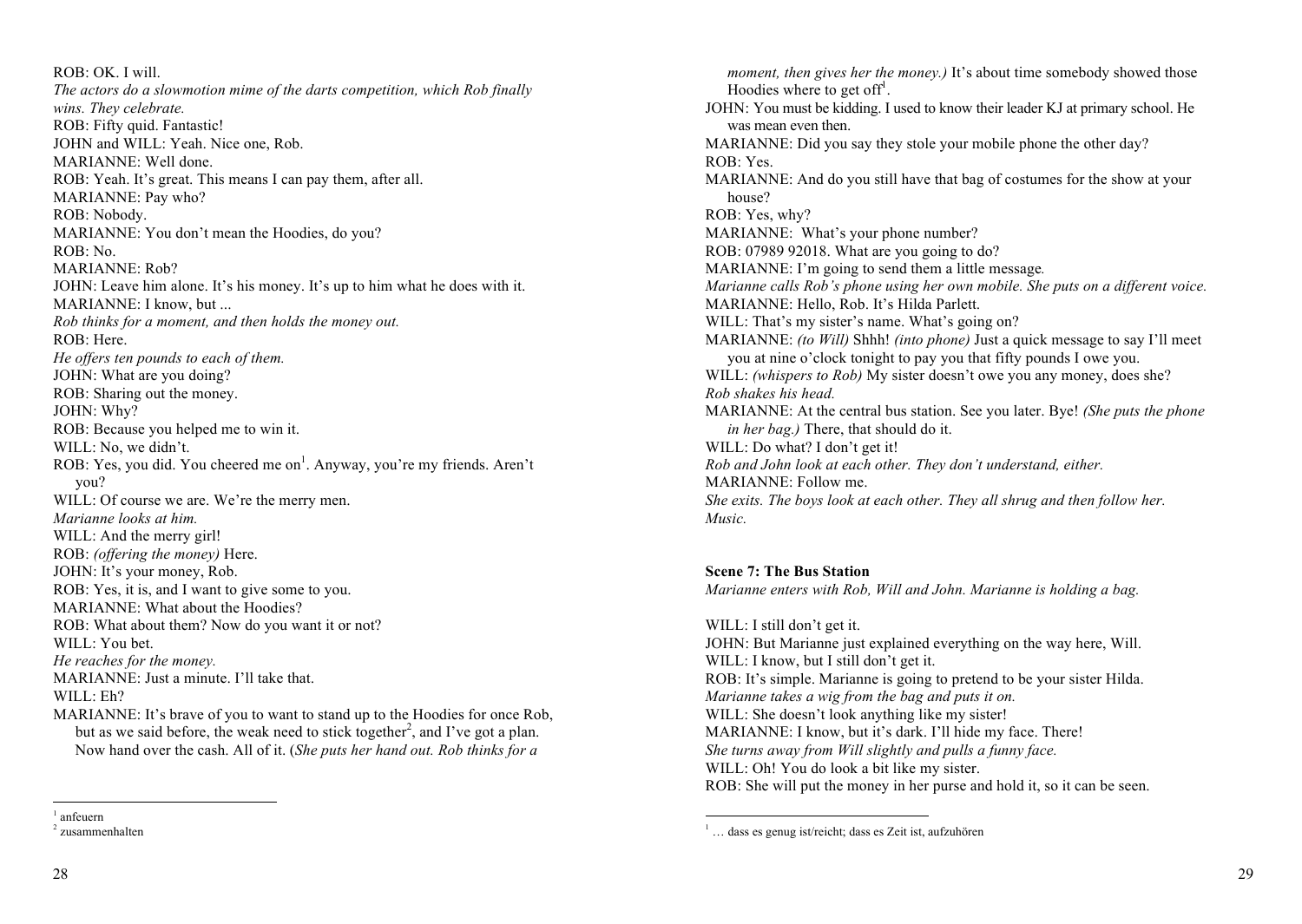ROB: OK. I will.

*The actors do a slowmotion mime of the darts competition, which Rob finally wins. They celebrate.*

ROB: Fifty quid. Fantastic!

JOHN and WILL: Yeah. Nice one, Rob.

MARIANNE: Well done.

ROB: Yeah. It's great. This means I can pay them, after all.

MARIANNE: Pay who?

ROB: Nobody.

MARIANNE: You don't mean the Hoodies, do you?

ROB: No.

MARIANNE: Rob?

JOHN: Leave him alone. It's his money. It's up to him what he does with it.

MARIANNE: I know, but ...

*Rob thinks for a moment, and then holds the money out.*

ROB: Here.

*He offers ten pounds to each of them.*

JOHN: What are you doing?

ROB: Sharing out the money.

JOHN: Why?

ROB: Because you helped me to win it.

WILL: No, we didn't.

ROB: Yes, you did. You cheered me on[1]. Anyway, you're my friends. Aren't you?

WILL: Of course we are. We're the merry men.

*Marianne looks at him.*

WILL: And the merry girl!

ROB: *(offering the money)* Here.

JOHN: It's your money, Rob.

ROB: Yes, it is, and I want to give some to you.

MARIANNE: What about the Hoodies?

ROB: What about them? Now do you want it or not?

WILL: You bet.

*He reaches for the money.*

MARIANNE: Just a minute. I'll take that.

WILL: Eh?

MARIANNE: It's brave of you to want to stand up to the Hoodies for once Rob, but as we said before, the weak need to stick together[2], and I've got a plan. Now hand over the cash. All of it. (*She puts her hand out. Rob thinks for a moment, then gives her the money.)* It's about time somebody showed those Hoodies where to get off[1].

JOHN: You must be kidding. I used to know their leader KJ at primary school. He was mean even then.

MARIANNE: Did you say they stole your mobile phone the other day?

ROB: Yes.

MARIANNE: And do you still have that bag of costumes for the show at your house?

ROB: Yes, why?

MARIANNE: What's your phone number?

ROB: 07989 92018. What are you going to do?

MARIANNE: I'm going to send them a little message.

*Marianne calls Rob's phone using her own mobile. She puts on a different voice.*

MARIANNE: Hello, Rob. It's Hilda Parlett.

WILL: That's my sister's name. What's going on?

MARIANNE: *(to Will)* Shhh! *(into phone)* Just a quick message to say I'll meet you at nine o'clock tonight to pay you that fifty pounds I owe you.

WILL: *(whispers to Rob)* My sister doesn't owe you any money, does she?

*Rob shakes his head.*

MARIANNE: At the central bus station. See you later. Bye! *(She puts the phone in her bag.)* There, that should do it.

WILL: Do what? I don't get it!

*Rob and John look at each other. They don't understand, either.*

MARIANNE: Follow me.

*She exits. The boys look at each other. They all shrug and then follow her. Music.*

**Scene 7: The Bus Station**

*Marianne enters with Rob, Will and John. Marianne is holding a bag.*

WILL: I still don't get it.

JOHN: But Marianne just explained everything on the way here, Will.

WILL: I know, but I still don't get it.

ROB: It's simple. Marianne is going to pretend to be your sister Hilda.

*Marianne takes a wig from the bag and puts it on.*

WILL: She doesn't look anything like my sister!

MARIANNE: I know, but it's dark. I'll hide my face. There!

*She turns away from Will slightly and pulls a funny face.*

WILL: Oh! You do look a bit like my sister.

ROB: She will put the money in her purse and hold it, so it can be seen.

---

[1] anfeuern

[2] zusammenhalten

[1] … dass es genug ist/reicht; dass es Zeit ist, aufzuhören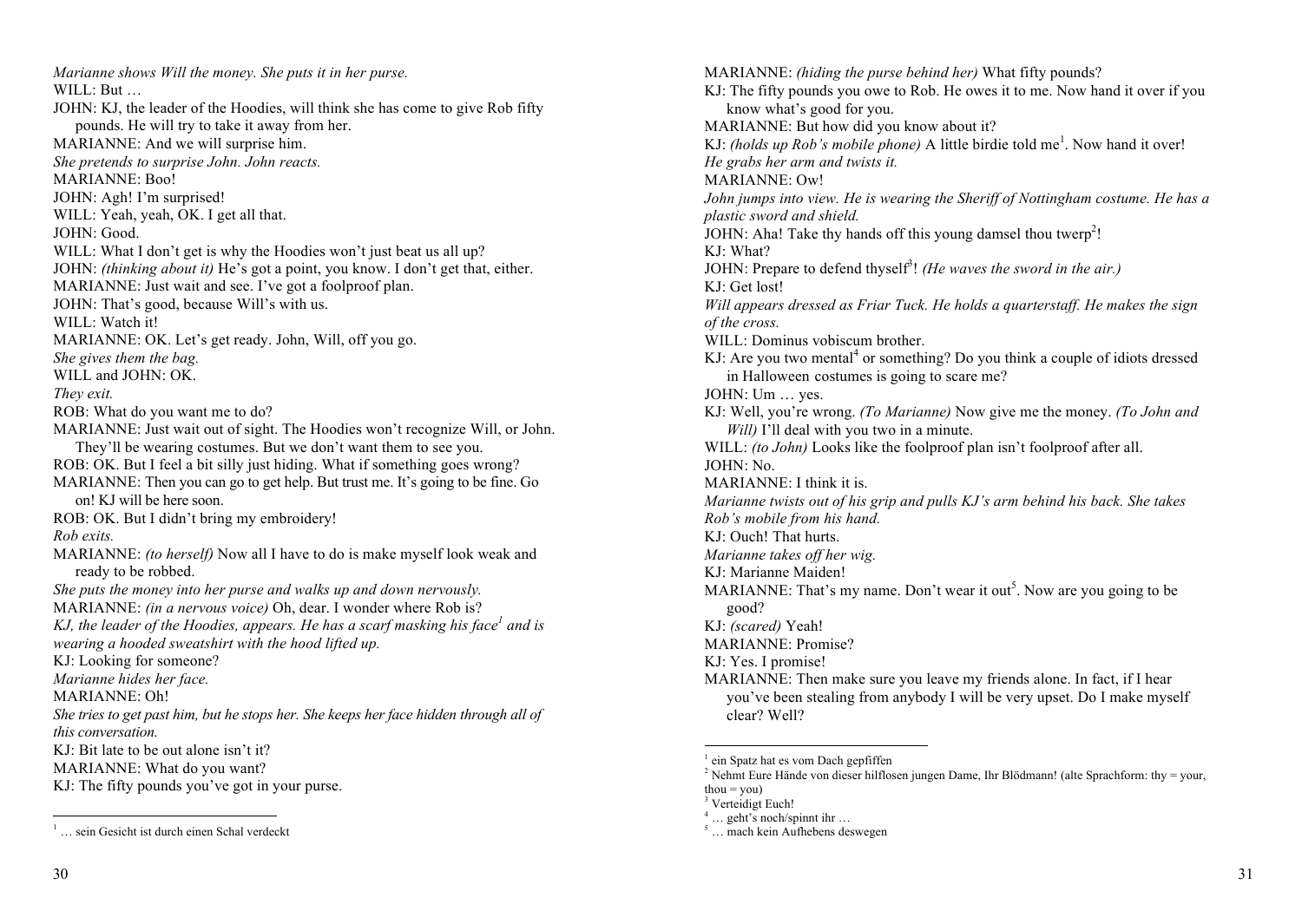*Marianne shows Will the money. She puts it in her purse.*

WILL: But …

JOHN: KJ, the leader of the Hoodies, will think she has come to give Rob fifty pounds. He will try to take it away from her.

MARIANNE: And we will surprise him.

*She pretends to surprise John. John reacts.*

MARIANNE: Boo!

JOHN: Agh! I'm surprised!

WILL: Yeah, yeah, OK. I get all that.

JOHN: Good.

WILL: What I don't get is why the Hoodies won't just beat us all up?

JOHN: *(thinking about it)* He's got a point, you know. I don't get that, either.

MARIANNE: Just wait and see. I've got a foolproof plan.

JOHN: That's good, because Will's with us.

WILL: Watch it!

MARIANNE: OK. Let's get ready. John, Will, off you go.

*She gives them the bag.*

WILL and JOHN: OK.

*They exit.*

ROB: What do you want me to do?

MARIANNE: Just wait out of sight. The Hoodies won't recognize Will, or John. They'll be wearing costumes. But we don't want them to see you.

ROB: OK. But I feel a bit silly just hiding. What if something goes wrong?

MARIANNE: Then you can go to get help. But trust me. It's going to be fine. Go on! KJ will be here soon.

ROB: OK. But I didn't bring my embroidery!

*Rob exits.*

MARIANNE: *(to herself)* Now all I have to do is make myself look weak and ready to be robbed.

*She puts the money into her purse and walks up and down nervously.*

MARIANNE: *(in a nervous voice)* Oh, dear. I wonder where Rob is?

*KJ, the leader of the Hoodies, appears. He has a scarf masking his face*[1] *and is wearing a hooded sweatshirt with the hood lifted up.*

KJ: Looking for someone?

*Marianne hides her face.*

MARIANNE: Oh!

*She tries to get past him, but he stops her. She keeps her face hidden through all of this conversation.*

KJ: Bit late to be out alone isn't it?

MARIANNE: What do you want?

KJ: The fifty pounds you've got in your purse.

[1] … sein Gesicht ist durch einen Schal verdeckt

MARIANNE: *(hiding the purse behind her)* What fifty pounds?

KJ: The fifty pounds you owe to Rob. He owes it to me. Now hand it over if you know what's good for you.

MARIANNE: But how did you know about it?

KJ: *(holds up Rob's mobile phone)* A little birdie told me[1]. Now hand it over!

*He grabs her arm and twists it.*

MARIANNE: Ow!

*John jumps into view. He is wearing the Sheriff of Nottingham costume. He has a plastic sword and shield.*

JOHN: Aha! Take thy hands off this young damsel thou twerp[2]!

KJ: What?

JOHN: Prepare to defend thyself[3]! *(He waves the sword in the air.)*

KJ: Get lost!

*Will appears dressed as Friar Tuck. He holds a quarterstaff. He makes the sign of the cross.*

WILL: Dominus vobiscum brother.

KJ: Are you two mental[4] or something? Do you think a couple of idiots dressed in Halloween costumes is going to scare me?

JOHN: Um … yes.

KJ: Well, you're wrong. *(To Marianne)* Now give me the money. *(To John and Will)* I'll deal with you two in a minute.

WILL: *(to John)* Looks like the foolproof plan isn't foolproof after all.

JOHN: No.

MARIANNE: I think it is.

*Marianne twists out of his grip and pulls KJ's arm behind his back. She takes Rob's mobile from his hand.*

KJ: Ouch! That hurts.

*Marianne takes off her wig.*

KJ: Marianne Maiden!

MARIANNE: That's my name. Don't wear it out[5]. Now are you going to be good?

KJ: *(scared)* Yeah!

MARIANNE: Promise?

KJ: Yes. I promise!

MARIANNE: Then make sure you leave my friends alone. In fact, if I hear you've been stealing from anybody I will be very upset. Do I make myself clear? Well?

[1] ein Spatz hat es vom Dach gepfiffen

[2] Nehmt Eure Hände von dieser hilflosen jungen Dame, Ihr Blödmann! (alte Sprachform: thy = your, thou = you)

[3] Verteidigt Euch!

[4] … geht's noch/spinnt ihr …

[5] … mach kein Aufhebens deswegen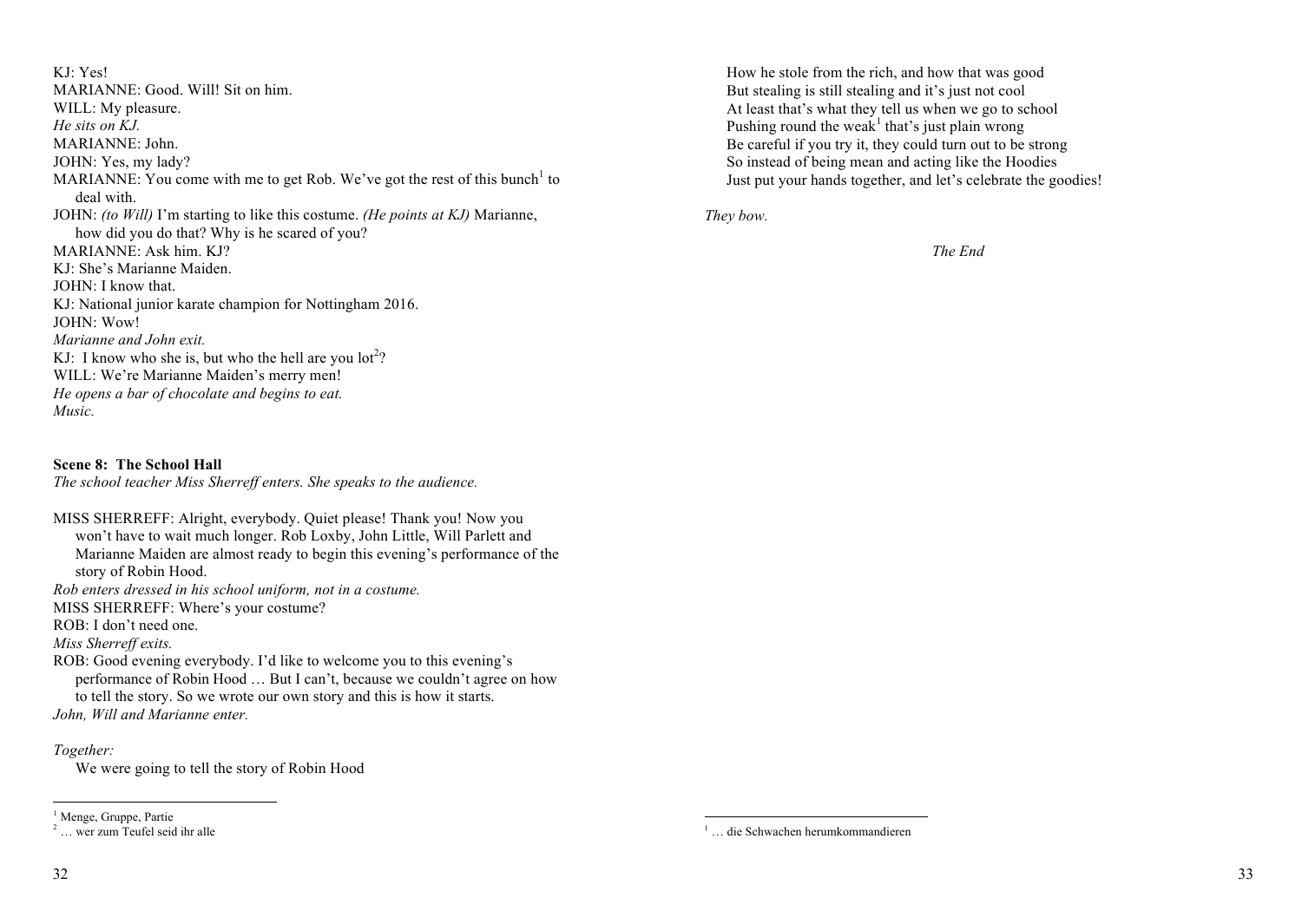KJ: Yes!
MARIANNE: Good. Will! Sit on him.
WILL: My pleasure.
*He sits on KJ.*
MARIANNE: John.
JOHN: Yes, my lady?
MARIANNE: You come with me to get Rob. We've got the rest of this bunch[1] to deal with.
JOHN: *(to Will)* I'm starting to like this costume. *(He points at KJ)* Marianne, how did you do that? Why is he scared of you?
MARIANNE: Ask him. KJ?
KJ: She's Marianne Maiden.
JOHN: I know that.
KJ: National junior karate champion for Nottingham 2016.
JOHN: Wow!
*Marianne and John exit.*
KJ: I know who she is, but who the hell are you lot[2]?
WILL: We're Marianne Maiden's merry men!
*He opens a bar of chocolate and begins to eat.*
*Music.*

**Scene 8: The School Hall**

*The school teacher Miss Sherreff enters. She speaks to the audience.*

MISS SHERREFF: Alright, everybody. Quiet please! Thank you! Now you won't have to wait much longer. Rob Loxby, John Little, Will Parlett and Marianne Maiden are almost ready to begin this evening's performance of the story of Robin Hood.
*Rob enters dressed in his school uniform, not in a costume.*
MISS SHERREFF: Where's your costume?
ROB: I don't need one.
*Miss Sherreff exits.*
ROB: Good evening everybody. I'd like to welcome you to this evening's performance of Robin Hood … But I can't, because we couldn't agree on how to tell the story. So we wrote our own story and this is how it starts.
*John, Will and Marianne enter.*

*Together:*

We were going to tell the story of Robin Hood
How he stole from the rich, and how that was good
But stealing is still stealing and it's just not cool
At least that's what they tell us when we go to school
Pushing round the weak[1] that's just plain wrong
Be careful if you try it, they could turn out to be strong
So instead of being mean and acting like the Hoodies
Just put your hands together, and let's celebrate the goodies!

*They bow.*

*The End*

---

[1] Menge, Gruppe, Partie
[2] … wer zum Teufel seid ihr alle

[1] … die Schwachen herumkommandieren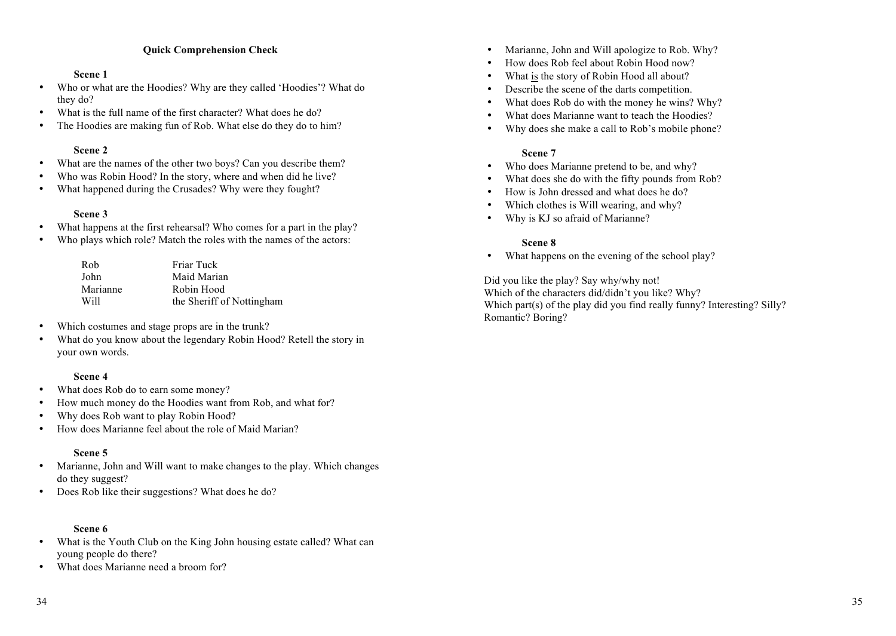## Quick Comprehension Check

### Scene 1

- Who or what are the Hoodies? Why are they called 'Hoodies'? What do they do?
- What is the full name of the first character? What does he do?
- The Hoodies are making fun of Rob. What else do they do to him?

### Scene 2

- What are the names of the other two boys? Can you describe them?
- Who was Robin Hood? In the story, where and when did he live?
- What happened during the Crusades? Why were they fought?

### Scene 3

- What happens at the first rehearsal? Who comes for a part in the play?
- Who plays which role? Match the roles with the names of the actors:

| | |
|---|---|
| Rob | Friar Tuck |
| John | Maid Marian |
| Marianne | Robin Hood |
| Will | the Sheriff of Nottingham |

- Which costumes and stage props are in the trunk?
- What do you know about the legendary Robin Hood? Retell the story in your own words.

### Scene 4

- What does Rob do to earn some money?
- How much money do the Hoodies want from Rob, and what for?
- Why does Rob want to play Robin Hood?
- How does Marianne feel about the role of Maid Marian?

### Scene 5

- Marianne, John and Will want to make changes to the play. Which changes do they suggest?
- Does Rob like their suggestions? What does he do?

### Scene 6

- What is the Youth Club on the King John housing estate called? What can young people do there?
- What does Marianne need a broom for?
- Marianne, John and Will apologize to Rob. Why?
- How does Rob feel about Robin Hood now?
- What <u>is</u> the story of Robin Hood all about?
- Describe the scene of the darts competition.
- What does Rob do with the money he wins? Why?
- What does Marianne want to teach the Hoodies?
- Why does she make a call to Rob's mobile phone?

### Scene 7

- Who does Marianne pretend to be, and why?
- What does she do with the fifty pounds from Rob?
- How is John dressed and what does he do?
- Which clothes is Will wearing, and why?
- Why is KJ so afraid of Marianne?

### Scene 8

- What happens on the evening of the school play?

Did you like the play? Say why/why not!
Which of the characters did/didn't you like? Why?
Which part(s) of the play did you find really funny? Interesting? Silly? Romantic? Boring?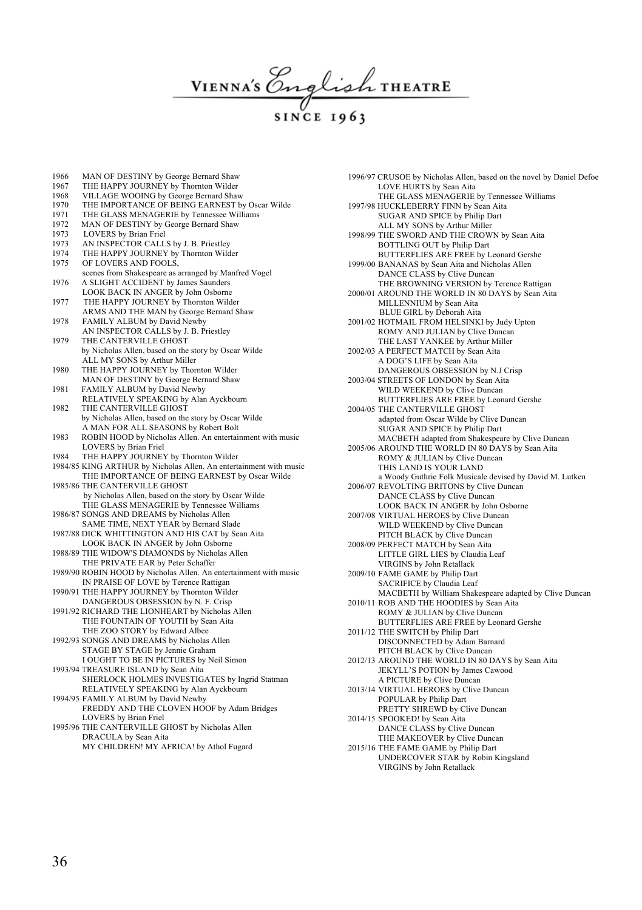# Vienna's English Theatre

**SINCE 1963**

1966 MAN OF DESTINY by George Bernard Shaw
1967 THE HAPPY JOURNEY by Thornton Wilder
1968 VILLAGE WOOING by George Bernard Shaw
1970 THE IMPORTANCE OF BEING EARNEST by Oscar Wilde
1971 THE GLASS MENAGERIE by Tennessee Williams
1972 MAN OF DESTINY by George Bernard Shaw
1973 LOVERS by Brian Friel
1973 AN INSPECTOR CALLS by J. B. Priestley
1974 THE HAPPY JOURNEY by Thornton Wilder
1975 OF LOVERS AND FOOLS,
scenes from Shakespeare as arranged by Manfred Vogel
1976 A SLIGHT ACCIDENT by James Saunders
LOOK BACK IN ANGER by John Osborne
1977 THE HAPPY JOURNEY by Thornton Wilder
ARMS AND THE MAN by George Bernard Shaw
1978 FAMILY ALBUM by David Newby
AN INSPECTOR CALLS by J. B. Priestley
1979 THE CANTERVILLE GHOST
by Nicholas Allen, based on the story by Oscar Wilde
ALL MY SONS by Arthur Miller
1980 THE HAPPY JOURNEY by Thornton Wilder
MAN OF DESTINY by George Bernard Shaw
1981 FAMILY ALBUM by David Newby
RELATIVELY SPEAKING by Alan Ayckbourn
1982 THE CANTERVILLE GHOST
by Nicholas Allen, based on the story by Oscar Wilde
A MAN FOR ALL SEASONS by Robert Bolt
1983 ROBIN HOOD by Nicholas Allen. An entertainment with music
LOVERS by Brian Friel
1984 THE HAPPY JOURNEY by Thornton Wilder
1984/85 KING ARTHUR by Nicholas Allen. An entertainment with music
THE IMPORTANCE OF BEING EARNEST by Oscar Wilde
1985/86 THE CANTERVILLE GHOST
by Nicholas Allen, based on the story by Oscar Wilde
THE GLASS MENAGERIE by Tennessee Williams
1986/87 SONGS AND DREAMS by Nicholas Allen
SAME TIME, NEXT YEAR by Bernard Slade
1987/88 DICK WHITTINGTON AND HIS CAT by Sean Aita
LOOK BACK IN ANGER by John Osborne
1988/89 THE WIDOW'S DIAMONDS by Nicholas Allen
THE PRIVATE EAR by Peter Schaffer
1989/90 ROBIN HOOD by Nicholas Allen. An entertainment with music
IN PRAISE OF LOVE by Terence Rattigan
1990/91 THE HAPPY JOURNEY by Thornton Wilder
DANGEROUS OBSESSION by N. F. Crisp
1991/92 RICHARD THE LIONHEART by Nicholas Allen
THE FOUNTAIN OF YOUTH by Sean Aita
THE ZOO STORY by Edward Albee
1992/93 SONGS AND DREAMS by Nicholas Allen
STAGE BY STAGE by Jennie Graham
I OUGHT TO BE IN PICTURES by Neil Simon
1993/94 TREASURE ISLAND by Sean Aita
SHERLOCK HOLMES INVESTIGATES by Ingrid Statman
RELATIVELY SPEAKING by Alan Ayckbourn
1994/95 FAMILY ALBUM by David Newby
FREDDY AND THE CLOVEN HOOF by Adam Bridges
LOVERS by Brian Friel
1995/96 THE CANTERVILLE GHOST by Nicholas Allen
DRACULA by Sean Aita
MY CHILDREN! MY AFRICA! by Athol Fugard
1996/97 CRUSOE by Nicholas Allen, based on the novel by Daniel Defoe
LOVE HURTS by Sean Aita
THE GLASS MENAGERIE by Tennessee Williams
1997/98 HUCKLEBERRY FINN by Sean Aita
SUGAR AND SPICE by Philip Dart
ALL MY SONS by Arthur Miller
1998/99 THE SWORD AND THE CROWN by Sean Aita
BOTTLING OUT by Philip Dart
BUTTERFLIES ARE FREE by Leonard Gershe
1999/00 BANANAS by Sean Aita and Nicholas Allen
DANCE CLASS by Clive Duncan
THE BROWNING VERSION by Terence Rattigan
2000/01 AROUND THE WORLD IN 80 DAYS by Sean Aita
MILLENNIUM by Sean Aita
BLUE GIRL by Deborah Aita
2001/02 HOTMAIL FROM HELSINKI by Judy Upton
ROMY AND JULIAN by Clive Duncan
THE LAST YANKEE by Arthur Miller
2002/03 A PERFECT MATCH by Sean Aita
A DOG'S LIFE by Sean Aita
DANGEROUS OBSESSION by N.J Crisp
2003/04 STREETS OF LONDON by Sean Aita
WILD WEEKEND by Clive Duncan
BUTTERFLIES ARE FREE by Leonard Gershe
2004/05 THE CANTERVILLE GHOST
adapted from Oscar Wilde by Clive Duncan
SUGAR AND SPICE by Philip Dart
MACBETH adapted from Shakespeare by Clive Duncan
2005/06 AROUND THE WORLD IN 80 DAYS by Sean Aita
ROMY & JULIAN by Clive Duncan
THIS LAND IS YOUR LAND
a Woody Guthrie Folk Musicale devised by David M. Lutken
2006/07 REVOLTING BRITONS by Clive Duncan
DANCE CLASS by Clive Duncan
LOOK BACK IN ANGER by John Osborne
2007/08 VIRTUAL HEROES by Clive Duncan
WILD WEEKEND by Clive Duncan
PITCH BLACK by Clive Duncan
2008/09 PERFECT MATCH by Sean Aita
LITTLE GIRL LIES by Claudia Leaf
VIRGINS by John Retallack
2009/10 FAME GAME by Philip Dart
SACRIFICE by Claudia Leaf
MACBETH by William Shakespeare adapted by Clive Duncan
2010/11 ROB AND THE HOODIES by Sean Aita
ROMY & JULIAN by Clive Duncan
BUTTERFLIES ARE FREE by Leonard Gershe
2011/12 THE SWITCH by Philip Dart
DISCONNECTED by Adam Barnard
PITCH BLACK by Clive Duncan
2012/13 AROUND THE WORLD IN 80 DAYS by Sean Aita
JEKYLL'S POTION by James Cawood
A PICTURE by Clive Duncan
2013/14 VIRTUAL HEROES by Clive Duncan
POPULAR by Philip Dart
PRETTY SHREWD by Clive Duncan
2014/15 SPOOKED! by Sean Aita
DANCE CLASS by Clive Duncan
THE MAKEOVER by Clive Duncan
2015/16 THE FAME GAME by Philip Dart
UNDERCOVER STAR by Robin Kingsland
VIRGINS by John Retallack